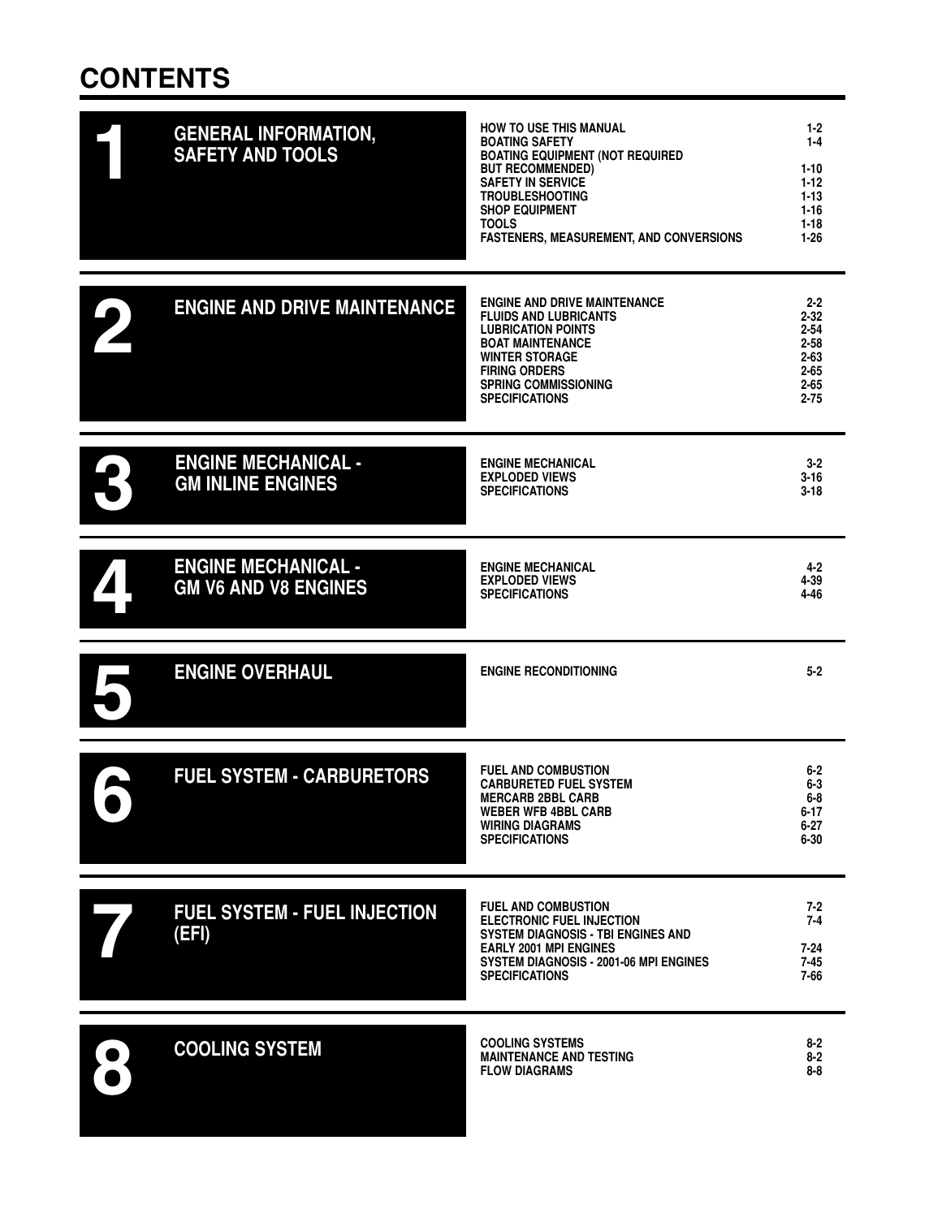# CONTENTS

## 1 GENERAL INFORMATION, SAFETY AND TOOLS

| | |
|---|---|
| HOW TO USE THIS MANUAL | 1-2 |
| BOATING SAFETY | 1-4 |
| BOATING EQUIPMENT (NOT REQUIRED BUT RECOMMENDED) | 1-10 |
| SAFETY IN SERVICE | 1-12 |
| TROUBLESHOOTING | 1-13 |
| SHOP EQUIPMENT | 1-16 |
| TOOLS | 1-18 |
| FASTENERS, MEASUREMENT, AND CONVERSIONS | 1-26 |

## 2 ENGINE AND DRIVE MAINTENANCE

| | |
|---|---|
| ENGINE AND DRIVE MAINTENANCE | 2-2 |
| FLUIDS AND LUBRICANTS | 2-32 |
| LUBRICATION POINTS | 2-54 |
| BOAT MAINTENANCE | 2-58 |
| WINTER STORAGE | 2-63 |
| FIRING ORDERS | 2-65 |
| SPRING COMMISSIONING | 2-65 |
| SPECIFICATIONS | 2-75 |

## 3 ENGINE MECHANICAL - GM INLINE ENGINES

| | |
|---|---|
| ENGINE MECHANICAL | 3-2 |
| EXPLODED VIEWS | 3-16 |
| SPECIFICATIONS | 3-18 |

## 4 ENGINE MECHANICAL - GM V6 AND V8 ENGINES

| | |
|---|---|
| ENGINE MECHANICAL | 4-2 |
| EXPLODED VIEWS | 4-39 |
| SPECIFICATIONS | 4-46 |

## 5 ENGINE OVERHAUL

| | |
|---|---|
| ENGINE RECONDITIONING | 5-2 |

## 6 FUEL SYSTEM - CARBURETORS

| | |
|---|---|
| FUEL AND COMBUSTION | 6-2 |
| CARBURETED FUEL SYSTEM | 6-3 |
| MERCARB 2BBL CARB | 6-8 |
| WEBER WFB 4BBL CARB | 6-17 |
| WIRING DIAGRAMS | 6-27 |
| SPECIFICATIONS | 6-30 |

## 7 FUEL SYSTEM - FUEL INJECTION (EFI)

| | |
|---|---|
| FUEL AND COMBUSTION | 7-2 |
| ELECTRONIC FUEL INJECTION | 7-4 |
| SYSTEM DIAGNOSIS - TBI ENGINES AND EARLY 2001 MPI ENGINES | 7-24 |
| SYSTEM DIAGNOSIS - 2001-06 MPI ENGINES | 7-45 |
| SPECIFICATIONS | 7-66 |

## 8 COOLING SYSTEM

| | |
|---|---|
| COOLING SYSTEMS | 8-2 |
| MAINTENANCE AND TESTING | 8-2 |
| FLOW DIAGRAMS | 8-8 |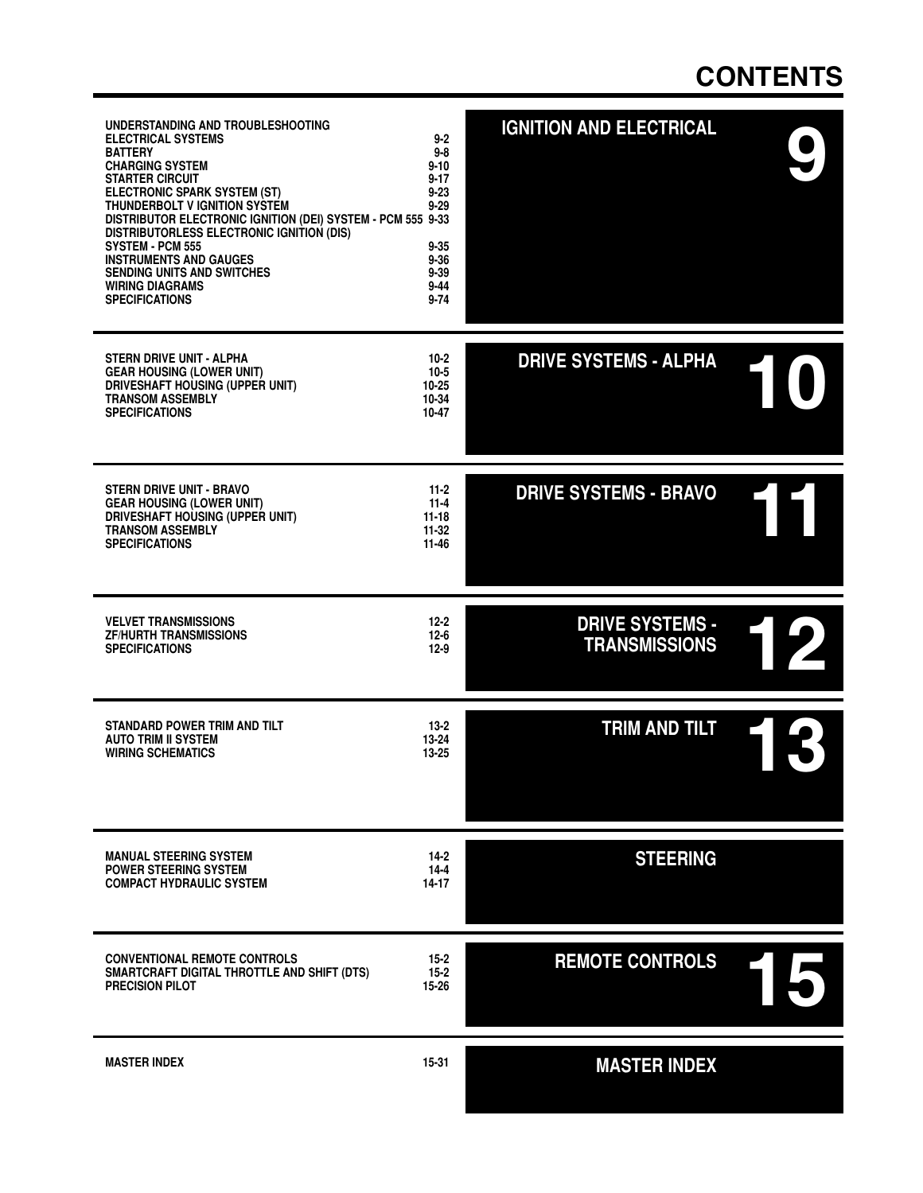# CONTENTS

## 9 IGNITION AND ELECTRICAL

| | |
|---|---|
| UNDERSTANDING AND TROUBLESHOOTING ELECTRICAL SYSTEMS | 9-2 |
| BATTERY | 9-8 |
| CHARGING SYSTEM | 9-10 |
| STARTER CIRCUIT | 9-17 |
| ELECTRONIC SPARK SYSTEM (ST) | 9-23 |
| THUNDERBOLT V IGNITION SYSTEM | 9-29 |
| DISTRIBUTOR ELECTRONIC IGNITION (DEI) SYSTEM - PCM 555 | 9-33 |
| DISTRIBUTORLESS ELECTRONIC IGNITION (DIS) SYSTEM - PCM 555 | 9-35 |
| INSTRUMENTS AND GAUGES | 9-36 |
| SENDING UNITS AND SWITCHES | 9-39 |
| WIRING DIAGRAMS | 9-44 |
| SPECIFICATIONS | 9-74 |

## 10 DRIVE SYSTEMS - ALPHA

| | |
|---|---|
| STERN DRIVE UNIT - ALPHA | 10-2 |
| GEAR HOUSING (LOWER UNIT) | 10-5 |
| DRIVESHAFT HOUSING (UPPER UNIT) | 10-25 |
| TRANSOM ASSEMBLY | 10-34 |
| SPECIFICATIONS | 10-47 |

## 11 DRIVE SYSTEMS - BRAVO

| | |
|---|---|
| STERN DRIVE UNIT - BRAVO | 11-2 |
| GEAR HOUSING (LOWER UNIT) | 11-4 |
| DRIVESHAFT HOUSING (UPPER UNIT) | 11-18 |
| TRANSOM ASSEMBLY | 11-32 |
| SPECIFICATIONS | 11-46 |

## 12 DRIVE SYSTEMS - TRANSMISSIONS

| | |
|---|---|
| VELVET TRANSMISSIONS | 12-2 |
| ZF/HURTH TRANSMISSIONS | 12-6 |
| SPECIFICATIONS | 12-9 |

## 13 TRIM AND TILT

| | |
|---|---|
| STANDARD POWER TRIM AND TILT | 13-2 |
| AUTO TRIM II SYSTEM | 13-24 |
| WIRING SCHEMATICS | 13-25 |

## STEERING

| | |
|---|---|
| MANUAL STEERING SYSTEM | 14-2 |
| POWER STEERING SYSTEM | 14-4 |
| COMPACT HYDRAULIC SYSTEM | 14-17 |

## 15 REMOTE CONTROLS

| | |
|---|---|
| CONVENTIONAL REMOTE CONTROLS | 15-2 |
| SMARTCRAFT DIGITAL THROTTLE AND SHIFT (DTS) | 15-2 |
| PRECISION PILOT | 15-26 |

## MASTER INDEX

| | |
|---|---|
| MASTER INDEX | 15-31 |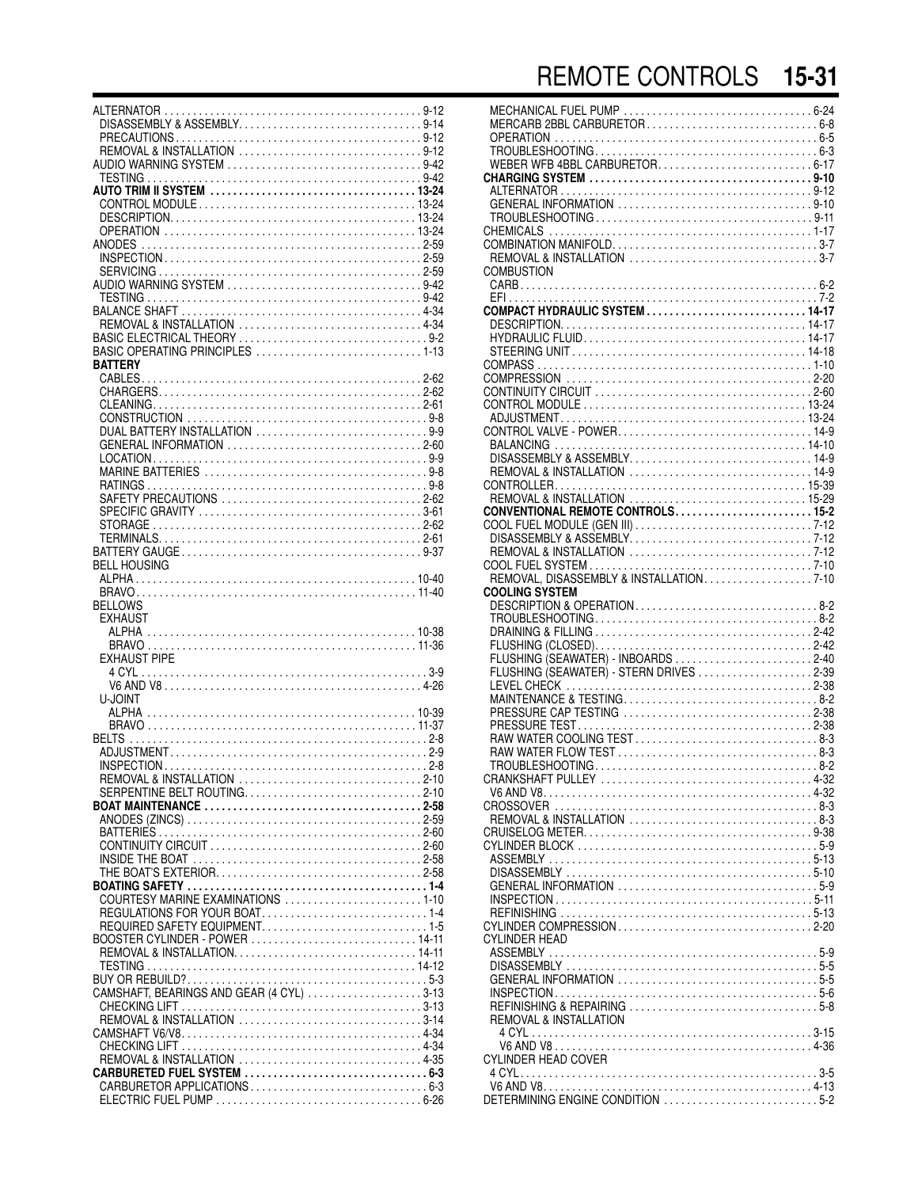ALTERNATOR . . . . . . . . . . . . . 9-12
  DISASSEMBLY & ASSEMBLY. . . . . . . . . . . . . 9-14
  PRECAUTIONS . . . . . . . . . . . . . 9-12
  REMOVAL & INSTALLATION . . . . . . . . . . . . . 9-12
AUDIO WARNING SYSTEM . . . . . . . . . . . . . 9-42
  TESTING . . . . . . . . . . . . . 9-42
**AUTO TRIM II SYSTEM . . . . . . . . . . . . . 13-24**
  CONTROL MODULE . . . . . . . . . . . . . 13-24
  DESCRIPTION. . . . . . . . . . . . . 13-24
  OPERATION . . . . . . . . . . . . . 13-24
ANODES . . . . . . . . . . . . . 2-59
  INSPECTION . . . . . . . . . . . . . 2-59
  SERVICING . . . . . . . . . . . . . 2-59
AUDIO WARNING SYSTEM . . . . . . . . . . . . . 9-42
  TESTING . . . . . . . . . . . . . 9-42
BALANCE SHAFT . . . . . . . . . . . . . 4-34
  REMOVAL & INSTALLATION . . . . . . . . . . . . . 4-34
BASIC ELECTRICAL THEORY . . . . . . . . . . . . . 9-2
BASIC OPERATING PRINCIPLES . . . . . . . . . . . . . 1-13
**BATTERY**
  CABLES. . . . . . . . . . . . . 2-62
  CHARGERS. . . . . . . . . . . . . 2-62
  CLEANING. . . . . . . . . . . . . 2-61
  CONSTRUCTION . . . . . . . . . . . . . 9-8
  DUAL BATTERY INSTALLATION . . . . . . . . . . . . . 9-9
  GENERAL INFORMATION . . . . . . . . . . . . . 2-60
  LOCATION. . . . . . . . . . . . . 9-9
  MARINE BATTERIES . . . . . . . . . . . . . 9-8
  RATINGS . . . . . . . . . . . . . 9-8
  SAFETY PRECAUTIONS . . . . . . . . . . . . . 2-62
  SPECIFIC GRAVITY . . . . . . . . . . . . . 3-61
  STORAGE . . . . . . . . . . . . . 2-62
  TERMINALS. . . . . . . . . . . . . 2-61
BATTERY GAUGE . . . . . . . . . . . . . 9-37
BELL HOUSING
  ALPHA . . . . . . . . . . . . . 10-40
  BRAVO. . . . . . . . . . . . . 11-40
BELLOWS
  EXHAUST
    ALPHA . . . . . . . . . . . . . 10-38
    BRAVO . . . . . . . . . . . . . 11-36
  EXHAUST PIPE
    4 CYL . . . . . . . . . . . . . 3-9
    V6 AND V8 . . . . . . . . . . . . . 4-26
  U-JOINT
    ALPHA . . . . . . . . . . . . . 10-39
    BRAVO . . . . . . . . . . . . . 11-37
BELTS . . . . . . . . . . . . . 2-8
  ADJUSTMENT. . . . . . . . . . . . . 2-9
  INSPECTION . . . . . . . . . . . . . 2-8
  REMOVAL & INSTALLATION . . . . . . . . . . . . . 2-10
  SERPENTINE BELT ROUTING. . . . . . . . . . . . . 2-10
**BOAT MAINTENANCE . . . . . . . . . . . . . 2-58**
  ANODES (ZINCS) . . . . . . . . . . . . . 2-59
  BATTERIES . . . . . . . . . . . . . 2-60
  CONTINUITY CIRCUIT . . . . . . . . . . . . . 2-60
  INSIDE THE BOAT . . . . . . . . . . . . . 2-58
  THE BOAT'S EXTERIOR. . . . . . . . . . . . . 2-58
**BOATING SAFETY . . . . . . . . . . . . . 1-4**
  COURTESY MARINE EXAMINATIONS . . . . . . . . . . . . . 1-10
  REGULATIONS FOR YOUR BOAT. . . . . . . . . . . . . 1-4
  REQUIRED SAFETY EQUIPMENT. . . . . . . . . . . . . 1-5
BOOSTER CYLINDER - POWER . . . . . . . . . . . . . 14-11
  REMOVAL & INSTALLATION. . . . . . . . . . . . . 14-11
  TESTING . . . . . . . . . . . . . 14-12
BUY OR REBUILD?. . . . . . . . . . . . . 5-3
CAMSHAFT, BEARINGS AND GEAR (4 CYL) . . . . . . . . . . . . . 3-13
  CHECKING LIFT . . . . . . . . . . . . . 3-13
  REMOVAL & INSTALLATION . . . . . . . . . . . . . 3-14
CAMSHAFT V6/V8. . . . . . . . . . . . . 4-34
  CHECKING LIFT . . . . . . . . . . . . . 4-34
  REMOVAL & INSTALLATION . . . . . . . . . . . . . 4-35
**CARBURETED FUEL SYSTEM . . . . . . . . . . . . . 6-3**
  CARBURETOR APPLICATIONS . . . . . . . . . . . . . 6-3
  ELECTRIC FUEL PUMP . . . . . . . . . . . . . 6-26
  MECHANICAL FUEL PUMP . . . . . . . . . . . . . 6-24
  MERCARB 2BBL CARBURETOR . . . . . . . . . . . . . 6-8
  OPERATION . . . . . . . . . . . . . 6-5
  TROUBLESHOOTING. . . . . . . . . . . . . 6-3
  WEBER WFB 4BBL CARBURETOR. . . . . . . . . . . . . 6-17
**CHARGING SYSTEM . . . . . . . . . . . . . 9-10**
  ALTERNATOR . . . . . . . . . . . . . 9-12
  GENERAL INFORMATION . . . . . . . . . . . . . 9-10
  TROUBLESHOOTING . . . . . . . . . . . . . 9-11
CHEMICALS . . . . . . . . . . . . . 1-17
COMBINATION MANIFOLD. . . . . . . . . . . . . 3-7
  REMOVAL & INSTALLATION . . . . . . . . . . . . . 3-7
COMBUSTION
  CARB. . . . . . . . . . . . . 6-2
  EFI . . . . . . . . . . . . . 7-2
**COMPACT HYDRAULIC SYSTEM . . . . . . . . . . . . . 14-17**
  DESCRIPTION. . . . . . . . . . . . . 14-17
  HYDRAULIC FLUID. . . . . . . . . . . . . 14-17
  STEERING UNIT . . . . . . . . . . . . . 14-18
COMPASS . . . . . . . . . . . . . 1-10
COMPRESSION . . . . . . . . . . . . . 2-20
CONTINUITY CIRCUIT . . . . . . . . . . . . . 2-60
CONTROL MODULE . . . . . . . . . . . . . 13-24
  ADJUSTMENT. . . . . . . . . . . . . 13-24
CONTROL VALVE - POWER. . . . . . . . . . . . . 14-9
  BALANCING . . . . . . . . . . . . . 14-10
  DISASSEMBLY & ASSEMBLY. . . . . . . . . . . . . 14-9
  REMOVAL & INSTALLATION . . . . . . . . . . . . . 14-9
CONTROLLER. . . . . . . . . . . . . 15-39
  REMOVAL & INSTALLATION . . . . . . . . . . . . . 15-29
**CONVENTIONAL REMOTE CONTROLS. . . . . . . . . . . . . 15-2**
COOL FUEL MODULE (GEN III) . . . . . . . . . . . . . 7-12
  DISASSEMBLY & ASSEMBLY. . . . . . . . . . . . . 7-12
  REMOVAL & INSTALLATION . . . . . . . . . . . . . 7-12
COOL FUEL SYSTEM . . . . . . . . . . . . . 7-10
  REMOVAL, DISASSEMBLY & INSTALLATION. . . . . . . . . . . . . 7-10
**COOLING SYSTEM**
  DESCRIPTION & OPERATION. . . . . . . . . . . . . 8-2
  TROUBLESHOOTING. . . . . . . . . . . . . 8-2
  DRAINING & FILLING . . . . . . . . . . . . . 2-42
  FLUSHING (CLOSED). . . . . . . . . . . . . 2-42
  FLUSHING (SEAWATER) - INBOARDS . . . . . . . . . . . . . 2-40
  FLUSHING (SEAWATER) - STERN DRIVES . . . . . . . . . . . . . 2-39
  LEVEL CHECK . . . . . . . . . . . . . 2-38
  MAINTENANCE & TESTING. . . . . . . . . . . . . 8-2
  PRESSURE CAP TESTING . . . . . . . . . . . . . 2-38
  PRESSURE TEST. . . . . . . . . . . . . 2-38
  RAW WATER COOLING TEST. . . . . . . . . . . . . 8-3
  RAW WATER FLOW TEST . . . . . . . . . . . . . 8-3
  TROUBLESHOOTING. . . . . . . . . . . . . 8-2
CRANKSHAFT PULLEY . . . . . . . . . . . . . 4-32
  V6 AND V8. . . . . . . . . . . . . 4-32
CROSSOVER . . . . . . . . . . . . . 8-3
  REMOVAL & INSTALLATION . . . . . . . . . . . . . 8-3
CRUISELOG METER. . . . . . . . . . . . . 9-38
CYLINDER BLOCK . . . . . . . . . . . . . 5-9
  ASSEMBLY . . . . . . . . . . . . . 5-13
  DISASSEMBLY . . . . . . . . . . . . . 5-10
  GENERAL INFORMATION . . . . . . . . . . . . . 5-9
  INSPECTION . . . . . . . . . . . . . 5-11
  REFINISHING . . . . . . . . . . . . . 5-13
CYLINDER COMPRESSION . . . . . . . . . . . . . 2-20
CYLINDER HEAD
  ASSEMBLY . . . . . . . . . . . . . 5-9
  DISASSEMBLY . . . . . . . . . . . . . 5-5
  GENERAL INFORMATION . . . . . . . . . . . . . 5-5
  INSPECTION. . . . . . . . . . . . . 5-6
  REFINISHING & REPAIRING . . . . . . . . . . . . . 5-8
  REMOVAL & INSTALLATION
    4 CYL . . . . . . . . . . . . . 3-15
    V6 AND V8 . . . . . . . . . . . . . 4-36
CYLINDER HEAD COVER
  4 CYL. . . . . . . . . . . . . 3-5
  V6 AND V8. . . . . . . . . . . . . 4-13
DETERMINING ENGINE CONDITION . . . . . . . . . . . . . 5-2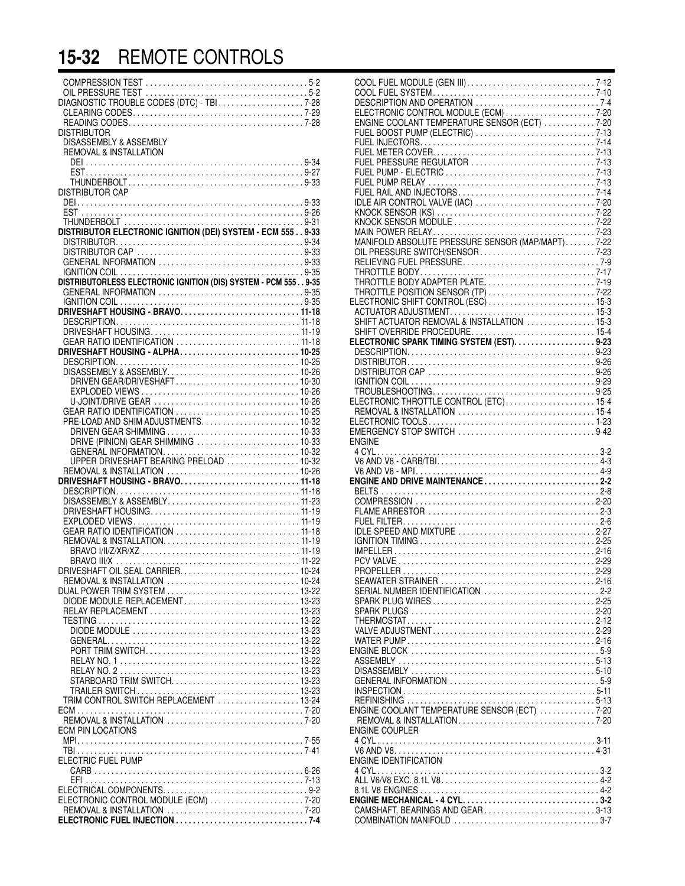COMPRESSION TEST . . . . . . . . . . 5-2
OIL PRESSURE TEST . . . . . . . . . . 5-2
DIAGNOSTIC TROUBLE CODES (DTC) - TBI . . . . . . . . . . 7-28
CLEARING CODES . . . . . . . . . . 7-29
READING CODES . . . . . . . . . . 7-28
DISTRIBUTOR
DISASSEMBLY & ASSEMBLY
REMOVAL & INSTALLATION
DEI . . . . . . . . . . 9-34
EST . . . . . . . . . . 9-27
THUNDERBOLT . . . . . . . . . . 9-33
DISTRIBUTOR CAP
DEI . . . . . . . . . . 9-33
EST . . . . . . . . . . 9-26
THUNDERBOLT . . . . . . . . . . 9-31
**DISTRIBUTOR ELECTRONIC IGNITION (DEI) SYSTEM - ECM 555 . . 9-33**
DISTRIBUTOR . . . . . . . . . . 9-34
DISTRIBUTOR CAP . . . . . . . . . . 9-33
GENERAL INFORMATION . . . . . . . . . . 9-33
IGNITION COIL . . . . . . . . . . 9-35
**DISTRIBUTORLESS ELECTRONIC IGNITION (DIS) SYSTEM - PCM 555 . . 9-35**
GENERAL INFORMATION . . . . . . . . . . 9-35
IGNITION COIL . . . . . . . . . . 9-35
**DRIVESHAFT HOUSING - BRAVO . . . . . . . . . . 11-18**
DESCRIPTION . . . . . . . . . . 11-18
DRIVESHAFT HOUSING . . . . . . . . . . 11-19
GEAR RATIO IDENTIFICATION . . . . . . . . . . 11-18
**DRIVESHAFT HOUSING - ALPHA . . . . . . . . . . 10-25**
DESCRIPTION . . . . . . . . . . 10-25
DISASSEMBLY & ASSEMBLY . . . . . . . . . . 10-26
DRIVEN GEAR/DRIVESHAFT . . . . . . . . . . 10-30
EXPLODED VIEWS . . . . . . . . . . 10-26
U-JOINT/DRIVE GEAR . . . . . . . . . . 10-26
GEAR RATIO IDENTIFICATION . . . . . . . . . . 10-25
PRE-LOAD AND SHIM ADJUSTMENTS . . . . . . . . . . 10-32
DRIVEN GEAR SHIMMING . . . . . . . . . . 10-33
DRIVE (PINION) GEAR SHIMMING . . . . . . . . . . 10-33
GENERAL INFORMATION . . . . . . . . . . 10-32
UPPER DRIVESHAFT BEARING PRELOAD . . . . . . . . . . 10-32
REMOVAL & INSTALLATION . . . . . . . . . . 10-26
**DRIVESHAFT HOUSING - BRAVO . . . . . . . . . . 11-18**
DESCRIPTION . . . . . . . . . . 11-18
DISASSEMBLY & ASSEMBLY . . . . . . . . . . 11-23
DRIVESHAFT HOUSING . . . . . . . . . . 11-19
EXPLODED VIEWS . . . . . . . . . . 11-19
GEAR RATIO IDENTIFICATION . . . . . . . . . . 11-18
REMOVAL & INSTALLATION . . . . . . . . . . 11-19
BRAVO I/II/Z/XR/XZ . . . . . . . . . . 11-19
BRAVO III/X . . . . . . . . . . 11-22
DRIVESHAFT OIL SEAL CARRIER . . . . . . . . . . 10-24
REMOVAL & INSTALLATION . . . . . . . . . . 10-24
DUAL POWER TRIM SYSTEM . . . . . . . . . . 13-22
DIODE MODULE REPLACEMENT . . . . . . . . . . 13-23
RELAY REPLACEMENT . . . . . . . . . . 13-23
TESTING . . . . . . . . . . 13-22
DIODE MODULE . . . . . . . . . . 13-23
GENERAL . . . . . . . . . . 13-22
PORT TRIM SWITCH . . . . . . . . . . 13-23
RELAY NO. 1 . . . . . . . . . . 13-22
RELAY NO. 2 . . . . . . . . . . 13-23
STARBOARD TRIM SWITCH . . . . . . . . . . 13-23
TRAILER SWITCH . . . . . . . . . . 13-23
TRIM CONTROL SWITCH REPLACEMENT . . . . . . . . . . 13-24
ECM . . . . . . . . . . 7-20
REMOVAL & INSTALLATION . . . . . . . . . . 7-20
ECM PIN LOCATIONS
MPI . . . . . . . . . . 7-55
TBI . . . . . . . . . . 7-41
ELECTRIC FUEL PUMP
CARB . . . . . . . . . . 6-26
EFI . . . . . . . . . . 7-13
ELECTRICAL COMPONENTS . . . . . . . . . . 9-2
ELECTRONIC CONTROL MODULE (ECM) . . . . . . . . . . 7-20
REMOVAL & INSTALLATION . . . . . . . . . . 7-20
**ELECTRONIC FUEL INJECTION . . . . . . . . . . 7-4**
COOL FUEL MODULE (GEN III) . . . . . . . . . . 7-12
COOL FUEL SYSTEM . . . . . . . . . . 7-10
DESCRIPTION AND OPERATION . . . . . . . . . . 7-4
ELECTRONIC CONTROL MODULE (ECM) . . . . . . . . . . 7-20
ENGINE COOLANT TEMPERATURE SENSOR (ECT) . . . . . . . . . . 7-20
FUEL BOOST PUMP (ELECTRIC) . . . . . . . . . . 7-13
FUEL INJECTORS . . . . . . . . . . 7-14
FUEL METER COVER . . . . . . . . . . 7-13
FUEL PRESSURE REGULATOR . . . . . . . . . . 7-13
FUEL PUMP - ELECTRIC . . . . . . . . . . 7-13
FUEL PUMP RELAY . . . . . . . . . . 7-13
FUEL RAIL AND INJECTORS . . . . . . . . . . 7-14
IDLE AIR CONTROL VALVE (IAC) . . . . . . . . . . 7-20
KNOCK SENSOR (KS) . . . . . . . . . . 7-22
KNOCK SENSOR MODULE . . . . . . . . . . 7-22
MAIN POWER RELAY . . . . . . . . . . 7-23
MANIFOLD ABSOLUTE PRESSURE SENSOR (MAP/MAPT) . . . . . . . . . . 7-22
OIL PRESSURE SWITCH/SENSOR . . . . . . . . . . 7-23
RELIEVING FUEL PRESSURE . . . . . . . . . . 7-9
THROTTLE BODY . . . . . . . . . . 7-17
THROTTLE BODY ADAPTER PLATE . . . . . . . . . . 7-19
THROTTLE POSITION SENSOR (TP) . . . . . . . . . . 7-22
ELECTRONIC SHIFT CONTROL (ESC) . . . . . . . . . . 15-3
ACTUATOR ADJUSTMENT . . . . . . . . . . 15-3
SHIFT ACTUATOR REMOVAL & INSTALLATION . . . . . . . . . . 15-3
SHIFT OVERRIDE PROCEDURE . . . . . . . . . . 15-4
**ELECTRONIC SPARK TIMING SYSTEM (EST) . . . . . . . . . . 9-23**
DESCRIPTION . . . . . . . . . . 9-23
DISTRIBUTOR . . . . . . . . . . 9-26
DISTRIBUTOR CAP . . . . . . . . . . 9-26
IGNITION COIL . . . . . . . . . . 9-29
TROUBLESHOOTING . . . . . . . . . . 9-25
ELECTRONIC THROTTLE CONTROL (ETC) . . . . . . . . . . 15-4
REMOVAL & INSTALLATION . . . . . . . . . . 15-4
ELECTRONIC TOOLS . . . . . . . . . . 1-23
EMERGENCY STOP SWITCH . . . . . . . . . . 9-42
ENGINE
4 CYL . . . . . . . . . . 3-2
V6 AND V8 - CARB/TBI . . . . . . . . . . 4-3
V6 AND V8 - MPI . . . . . . . . . . 4-9
**ENGINE AND DRIVE MAINTENANCE . . . . . . . . . . 2-2**
BELTS . . . . . . . . . . 2-8
COMPRESSION . . . . . . . . . . 2-20
FLAME ARRESTOR . . . . . . . . . . 2-3
FUEL FILTER . . . . . . . . . . 2-6
IDLE SPEED AND MIXTURE . . . . . . . . . . 2-27
IGNITION TIMING . . . . . . . . . . 2-25
IMPELLER . . . . . . . . . . 2-16
PCV VALVE . . . . . . . . . . 2-29
PROPELLER . . . . . . . . . . 2-29
SEAWATER STRAINER . . . . . . . . . . 2-16
SERIAL NUMBER IDENTIFICATION . . . . . . . . . . 2-2
SPARK PLUG WIRES . . . . . . . . . . 2-25
SPARK PLUGS . . . . . . . . . . 2-20
THERMOSTAT . . . . . . . . . . 2-12
VALVE ADJUSTMENT . . . . . . . . . . 2-29
WATER PUMP . . . . . . . . . . 2-16
ENGINE BLOCK . . . . . . . . . . 5-9
ASSEMBLY . . . . . . . . . . 5-13
DISASSEMBLY . . . . . . . . . . 5-10
GENERAL INFORMATION . . . . . . . . . . 5-9
INSPECTION . . . . . . . . . . 5-11
REFINISHING . . . . . . . . . . 5-13
ENGINE COOLANT TEMPERATURE SENSOR (ECT) . . . . . . . . . . 7-20
REMOVAL & INSTALLATION . . . . . . . . . . 7-20
ENGINE COUPLER
4 CYL . . . . . . . . . . 3-11
V6 AND V8 . . . . . . . . . . 4-31
ENGINE IDENTIFICATION
4 CYL . . . . . . . . . . 3-2
ALL V6/V8 EXC. 8.1L V8 . . . . . . . . . . 4-2
8.1L V8 ENGINES . . . . . . . . . . 4-2
**ENGINE MECHANICAL - 4 CYL . . . . . . . . . . 3-2**
CAMSHAFT, BEARINGS AND GEAR . . . . . . . . . . 3-13
COMBINATION MANIFOLD . . . . . . . . . . 3-7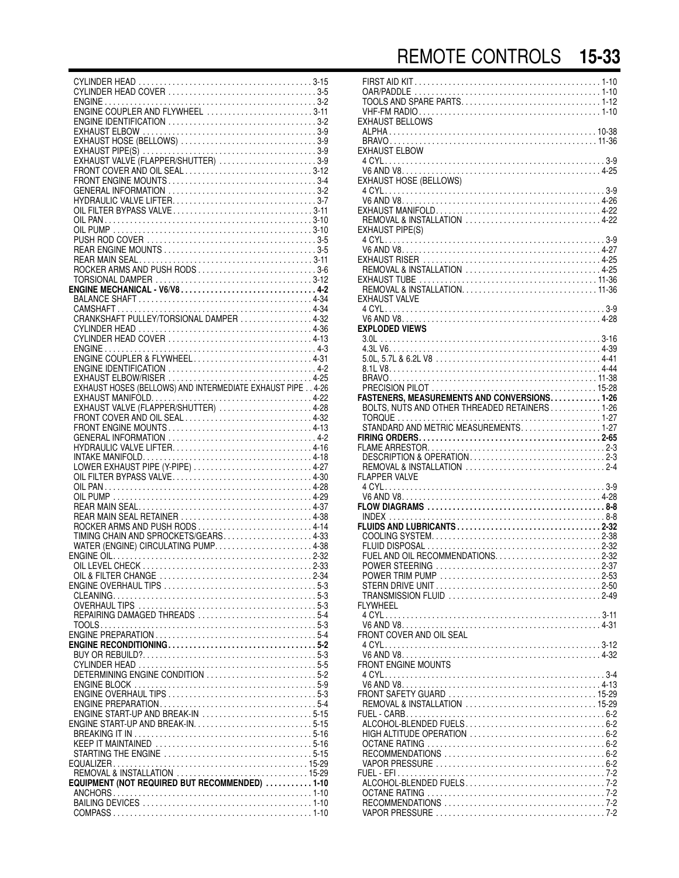CYLINDER HEAD . . . . . . . . . . . . . . . . . . . . . . . . . . . . . . . . . . . . . . . 3-15
CYLINDER HEAD COVER . . . . . . . . . . . . . . . . . . . . . . . . . . . . . . . . . 3-5
ENGINE . . . . . . . . . . . . . . . . . . . . . . . . . . . . . . . . . . . . . . . . . . . . . . . . 3-2
ENGINE COUPLER AND FLYWHEEL . . . . . . . . . . . . . . . . . . . . . . . . 3-11
ENGINE IDENTIFICATION . . . . . . . . . . . . . . . . . . . . . . . . . . . . . . . . . 3-2
EXHAUST ELBOW . . . . . . . . . . . . . . . . . . . . . . . . . . . . . . . . . . . . . . . 3-9
EXHAUST HOSE (BELLOWS) . . . . . . . . . . . . . . . . . . . . . . . . . . . . . . 3-9
EXHAUST PIPE(S) . . . . . . . . . . . . . . . . . . . . . . . . . . . . . . . . . . . . . . . 3-9
EXHAUST VALVE (FLAPPER/SHUTTER) . . . . . . . . . . . . . . . . . . . . . . 3-9
FRONT COVER AND OIL SEAL . . . . . . . . . . . . . . . . . . . . . . . . . . . . . 3-12
FRONT ENGINE MOUNTS . . . . . . . . . . . . . . . . . . . . . . . . . . . . . . . . . 3-4
GENERAL INFORMATION . . . . . . . . . . . . . . . . . . . . . . . . . . . . . . . . . 3-2
HYDRAULIC VALVE LIFTER. . . . . . . . . . . . . . . . . . . . . . . . . . . . . . . . 3-7
OIL FILTER BYPASS VALVE . . . . . . . . . . . . . . . . . . . . . . . . . . . . . . . . 3-11
OIL PAN . . . . . . . . . . . . . . . . . . . . . . . . . . . . . . . . . . . . . . . . . . . . . . . 3-10
OIL PUMP . . . . . . . . . . . . . . . . . . . . . . . . . . . . . . . . . . . . . . . . . . . . . 3-10
PUSH ROD COVER . . . . . . . . . . . . . . . . . . . . . . . . . . . . . . . . . . . . . . 3-5
REAR ENGINE MOUNTS . . . . . . . . . . . . . . . . . . . . . . . . . . . . . . . . . . 3-5
REAR MAIN SEAL. . . . . . . . . . . . . . . . . . . . . . . . . . . . . . . . . . . . . . . . 3-11
ROCKER ARMS AND PUSH RODS . . . . . . . . . . . . . . . . . . . . . . . . . . . 3-6
TORSIONAL DAMPER . . . . . . . . . . . . . . . . . . . . . . . . . . . . . . . . . . . . 3-12
**ENGINE MECHANICAL - V6/V8 . . . . . . . . . . . . . . . . . . . . . . . . . . . . . . 4-2**
BALANCE SHAFT . . . . . . . . . . . . . . . . . . . . . . . . . . . . . . . . . . . . . . . . 4-34
CAMSHAFT . . . . . . . . . . . . . . . . . . . . . . . . . . . . . . . . . . . . . . . . . . . . 4-34
CRANKSHAFT PULLEY/TORSIONAL DAMPER . . . . . . . . . . . . . . . . . 4-32
CYLINDER HEAD . . . . . . . . . . . . . . . . . . . . . . . . . . . . . . . . . . . . . . . 4-36
CYLINDER HEAD COVER . . . . . . . . . . . . . . . . . . . . . . . . . . . . . . . . . 4-13
ENGINE . . . . . . . . . . . . . . . . . . . . . . . . . . . . . . . . . . . . . . . . . . . . . . . . 4-3
ENGINE COUPLER & FLYWHEEL . . . . . . . . . . . . . . . . . . . . . . . . . . . 4-31
ENGINE IDENTIFICATION . . . . . . . . . . . . . . . . . . . . . . . . . . . . . . . . . 4-2
EXHAUST ELBOW/RISER . . . . . . . . . . . . . . . . . . . . . . . . . . . . . . . . . 4-25
EXHAUST HOSES (BELLOWS) AND INTERMEDIATE EXHAUST PIPE . . 4-26
EXHAUST MANIFOLD. . . . . . . . . . . . . . . . . . . . . . . . . . . . . . . . . . . . . 4-22
EXHAUST VALVE (FLAPPER/SHUTTER) . . . . . . . . . . . . . . . . . . . . . . 4-28
FRONT COVER AND OIL SEAL . . . . . . . . . . . . . . . . . . . . . . . . . . . . . 4-32
FRONT ENGINE MOUNTS . . . . . . . . . . . . . . . . . . . . . . . . . . . . . . . . . 4-13
GENERAL INFORMATION . . . . . . . . . . . . . . . . . . . . . . . . . . . . . . . . . 4-2
HYDRAULIC VALVE LIFTER. . . . . . . . . . . . . . . . . . . . . . . . . . . . . . . . 4-16
INTAKE MANIFOLD. . . . . . . . . . . . . . . . . . . . . . . . . . . . . . . . . . . . . . . 4-18
LOWER EXHAUST PIPE (Y-PIPE) . . . . . . . . . . . . . . . . . . . . . . . . . . . 4-27
OIL FILTER BYPASS VALVE . . . . . . . . . . . . . . . . . . . . . . . . . . . . . . . . 4-30
OIL PAN . . . . . . . . . . . . . . . . . . . . . . . . . . . . . . . . . . . . . . . . . . . . . . . 4-28
OIL PUMP . . . . . . . . . . . . . . . . . . . . . . . . . . . . . . . . . . . . . . . . . . . . . 4-29
REAR MAIN SEAL. . . . . . . . . . . . . . . . . . . . . . . . . . . . . . . . . . . . . . . . 4-37
REAR MAIN SEAL RETAINER . . . . . . . . . . . . . . . . . . . . . . . . . . . . . . 4-38
ROCKER ARMS AND PUSH RODS . . . . . . . . . . . . . . . . . . . . . . . . . . . 4-14
TIMING CHAIN AND SPROCKETS/GEARS. . . . . . . . . . . . . . . . . . . . . 4-33
WATER (ENGINE) CIRCULATING PUMP. . . . . . . . . . . . . . . . . . . . . . . 4-38
ENGINE OIL. . . . . . . . . . . . . . . . . . . . . . . . . . . . . . . . . . . . . . . . . . . . . . 2-32
OIL LEVEL CHECK . . . . . . . . . . . . . . . . . . . . . . . . . . . . . . . . . . . . . . 2-33
OIL & FILTER CHANGE . . . . . . . . . . . . . . . . . . . . . . . . . . . . . . . . . . 2-34
ENGINE OVERHAUL TIPS . . . . . . . . . . . . . . . . . . . . . . . . . . . . . . . . . . . 5-3
CLEANING. . . . . . . . . . . . . . . . . . . . . . . . . . . . . . . . . . . . . . . . . . . . . 5-3
OVERHAUL TIPS . . . . . . . . . . . . . . . . . . . . . . . . . . . . . . . . . . . . . . . . 5-3
REPAIRING DAMAGED THREADS . . . . . . . . . . . . . . . . . . . . . . . . . . . 5-4
TOOLS. . . . . . . . . . . . . . . . . . . . . . . . . . . . . . . . . . . . . . . . . . . . . . . . 5-3
ENGINE PREPARATION . . . . . . . . . . . . . . . . . . . . . . . . . . . . . . . . . . . . . 5-4
**ENGINE RECONDITIONING. . . . . . . . . . . . . . . . . . . . . . . . . . . . . . . . . . 5-2**
BUY OR REBUILD?. . . . . . . . . . . . . . . . . . . . . . . . . . . . . . . . . . . . . . . 5-3
CYLINDER HEAD . . . . . . . . . . . . . . . . . . . . . . . . . . . . . . . . . . . . . . . . 5-5
DETERMINING ENGINE CONDITION . . . . . . . . . . . . . . . . . . . . . . . . . 5-2
ENGINE BLOCK . . . . . . . . . . . . . . . . . . . . . . . . . . . . . . . . . . . . . . . . . 5-9
ENGINE OVERHAUL TIPS . . . . . . . . . . . . . . . . . . . . . . . . . . . . . . . . . . 5-3
ENGINE PREPARATION. . . . . . . . . . . . . . . . . . . . . . . . . . . . . . . . . . . . 5-4
ENGINE START-UP AND BREAK-IN . . . . . . . . . . . . . . . . . . . . . . . . . 5-15
ENGINE START-UP AND BREAK-IN. . . . . . . . . . . . . . . . . . . . . . . . . . . . 5-15
BREAKING IT IN . . . . . . . . . . . . . . . . . . . . . . . . . . . . . . . . . . . . . . . . 5-16
KEEP IT MAINTAINED . . . . . . . . . . . . . . . . . . . . . . . . . . . . . . . . . . . . 5-16
STARTING THE ENGINE . . . . . . . . . . . . . . . . . . . . . . . . . . . . . . . . . . 5-15
EQUALIZER. . . . . . . . . . . . . . . . . . . . . . . . . . . . . . . . . . . . . . . . . . . . . . 15-29
REMOVAL & INSTALLATION . . . . . . . . . . . . . . . . . . . . . . . . . . . . . . 15-29
**EQUIPMENT (NOT REQUIRED BUT RECOMMENDED) . . . . . . . . . . . 1-10**
ANCHORS . . . . . . . . . . . . . . . . . . . . . . . . . . . . . . . . . . . . . . . . . . . . . 1-10
BAILING DEVICES . . . . . . . . . . . . . . . . . . . . . . . . . . . . . . . . . . . . . . . 1-10
COMPASS . . . . . . . . . . . . . . . . . . . . . . . . . . . . . . . . . . . . . . . . . . . . . 1-10
FIRST AID KIT . . . . . . . . . . . . . . . . . . . . . . . . . . . . . . . . . . . . . . . . . . 1-10
OAR/PADDLE . . . . . . . . . . . . . . . . . . . . . . . . . . . . . . . . . . . . . . . . . . 1-10
TOOLS AND SPARE PARTS. . . . . . . . . . . . . . . . . . . . . . . . . . . . . . . . 1-12
VHF-FM RADIO. . . . . . . . . . . . . . . . . . . . . . . . . . . . . . . . . . . . . . . . . 1-10
EXHAUST BELLOWS
ALPHA . . . . . . . . . . . . . . . . . . . . . . . . . . . . . . . . . . . . . . . . . . . . . . . 10-38
BRAVO. . . . . . . . . . . . . . . . . . . . . . . . . . . . . . . . . . . . . . . . . . . . . . . 11-36
EXHAUST ELBOW
4 CYL. . . . . . . . . . . . . . . . . . . . . . . . . . . . . . . . . . . . . . . . . . . . . . . . . 3-9
V6 AND V8. . . . . . . . . . . . . . . . . . . . . . . . . . . . . . . . . . . . . . . . . . . . . 4-25
EXHAUST HOSE (BELLOWS)
4 CYL. . . . . . . . . . . . . . . . . . . . . . . . . . . . . . . . . . . . . . . . . . . . . . . . . 3-9
V6 AND V8. . . . . . . . . . . . . . . . . . . . . . . . . . . . . . . . . . . . . . . . . . . . . 4-26
EXHAUST MANIFOLD. . . . . . . . . . . . . . . . . . . . . . . . . . . . . . . . . . . . . . . 4-22
REMOVAL & INSTALLATION . . . . . . . . . . . . . . . . . . . . . . . . . . . . . . . 4-22
EXHAUST PIPE(S)
4 CYL. . . . . . . . . . . . . . . . . . . . . . . . . . . . . . . . . . . . . . . . . . . . . . . . . 3-9
V6 AND V8. . . . . . . . . . . . . . . . . . . . . . . . . . . . . . . . . . . . . . . . . . . . . 4-27
EXHAUST RISER . . . . . . . . . . . . . . . . . . . . . . . . . . . . . . . . . . . . . . . . . 4-25
REMOVAL & INSTALLATION . . . . . . . . . . . . . . . . . . . . . . . . . . . . . . . 4-25
EXHAUST TUBE . . . . . . . . . . . . . . . . . . . . . . . . . . . . . . . . . . . . . . . . . 11-36
REMOVAL & INSTALLATION. . . . . . . . . . . . . . . . . . . . . . . . . . . . . . . 11-36
EXHAUST VALVE
4 CYL. . . . . . . . . . . . . . . . . . . . . . . . . . . . . . . . . . . . . . . . . . . . . . . . . 3-9
V6 AND V8. . . . . . . . . . . . . . . . . . . . . . . . . . . . . . . . . . . . . . . . . . . . . 4-28
**EXPLODED VIEWS**
3.0L . . . . . . . . . . . . . . . . . . . . . . . . . . . . . . . . . . . . . . . . . . . . . . . . . 3-16
4.3L V6. . . . . . . . . . . . . . . . . . . . . . . . . . . . . . . . . . . . . . . . . . . . . . . 4-39
5.0L, 5.7L & 6.2L V8 . . . . . . . . . . . . . . . . . . . . . . . . . . . . . . . . . . . . 4-41
8.1L V8. . . . . . . . . . . . . . . . . . . . . . . . . . . . . . . . . . . . . . . . . . . . . . . 4-44
BRAVO . . . . . . . . . . . . . . . . . . . . . . . . . . . . . . . . . . . . . . . . . . . . . . . 11-38
PRECISION PILOT . . . . . . . . . . . . . . . . . . . . . . . . . . . . . . . . . . . . . . 15-28
**FASTENERS, MEASUREMENTS AND CONVERSIONS. . . . . . . . . . . . 1-26**
BOLTS, NUTS AND OTHER THREADED RETAINERS . . . . . . . . . . . . 1-26
TORQUE . . . . . . . . . . . . . . . . . . . . . . . . . . . . . . . . . . . . . . . . . . . . . 1-27
STANDARD AND METRIC MEASUREMENTS. . . . . . . . . . . . . . . . . . . 1-27
**FIRING ORDERS. . . . . . . . . . . . . . . . . . . . . . . . . . . . . . . . . . . . . . . . . 2-65**
FLAME ARRESTOR. . . . . . . . . . . . . . . . . . . . . . . . . . . . . . . . . . . . . . . . . 2-3
DESCRIPTION & OPERATION. . . . . . . . . . . . . . . . . . . . . . . . . . . . . . . 2-3
REMOVAL & INSTALLATION . . . . . . . . . . . . . . . . . . . . . . . . . . . . . . . . 2-4
FLAPPER VALVE
4 CYL. . . . . . . . . . . . . . . . . . . . . . . . . . . . . . . . . . . . . . . . . . . . . . . . . 3-9
V6 AND V8. . . . . . . . . . . . . . . . . . . . . . . . . . . . . . . . . . . . . . . . . . . . . 4-28
**FLOW DIAGRAMS . . . . . . . . . . . . . . . . . . . . . . . . . . . . . . . . . . . . . . . . 8-8**
INDEX . . . . . . . . . . . . . . . . . . . . . . . . . . . . . . . . . . . . . . . . . . . . . . . . 8-8
**FLUIDS AND LUBRICANTS . . . . . . . . . . . . . . . . . . . . . . . . . . . . . . . . 2-32**
COOLING SYSTEM. . . . . . . . . . . . . . . . . . . . . . . . . . . . . . . . . . . . . . . 2-38
FLUID DISPOSAL . . . . . . . . . . . . . . . . . . . . . . . . . . . . . . . . . . . . . . . . 2-32
FUEL AND OIL RECOMMENDATIONS. . . . . . . . . . . . . . . . . . . . . . . . . 2-32
POWER STEERING . . . . . . . . . . . . . . . . . . . . . . . . . . . . . . . . . . . . . . 2-37
POWER TRIM PUMP . . . . . . . . . . . . . . . . . . . . . . . . . . . . . . . . . . . . . 2-53
STERN DRIVE UNIT . . . . . . . . . . . . . . . . . . . . . . . . . . . . . . . . . . . . . . 2-50
TRANSMISSION FLUID . . . . . . . . . . . . . . . . . . . . . . . . . . . . . . . . . . . 2-49
FLYWHEEL
4 CYL. . . . . . . . . . . . . . . . . . . . . . . . . . . . . . . . . . . . . . . . . . . . . . . . . 3-11
V6 AND V8. . . . . . . . . . . . . . . . . . . . . . . . . . . . . . . . . . . . . . . . . . . . . 4-31
FRONT COVER AND OIL SEAL
4 CYL. . . . . . . . . . . . . . . . . . . . . . . . . . . . . . . . . . . . . . . . . . . . . . . . . 3-12
V6 AND V8. . . . . . . . . . . . . . . . . . . . . . . . . . . . . . . . . . . . . . . . . . . . . 4-32
FRONT ENGINE MOUNTS
4 CYL. . . . . . . . . . . . . . . . . . . . . . . . . . . . . . . . . . . . . . . . . . . . . . . . . 3-4
V6 AND V8. . . . . . . . . . . . . . . . . . . . . . . . . . . . . . . . . . . . . . . . . . . . . 4-13
FRONT SAFETY GUARD . . . . . . . . . . . . . . . . . . . . . . . . . . . . . . . . . . . . 15-29
REMOVAL & INSTALLATION . . . . . . . . . . . . . . . . . . . . . . . . . . . . . . 15-29
FUEL - CARB. . . . . . . . . . . . . . . . . . . . . . . . . . . . . . . . . . . . . . . . . . . . . . 6-2
ALCOHOL-BLENDED FUELS. . . . . . . . . . . . . . . . . . . . . . . . . . . . . . . . 6-2
HIGH ALTITUDE OPERATION . . . . . . . . . . . . . . . . . . . . . . . . . . . . . . . 6-2
OCTANE RATING . . . . . . . . . . . . . . . . . . . . . . . . . . . . . . . . . . . . . . . . 6-2
RECOMMENDATIONS . . . . . . . . . . . . . . . . . . . . . . . . . . . . . . . . . . . . . 6-2
VAPOR PRESSURE . . . . . . . . . . . . . . . . . . . . . . . . . . . . . . . . . . . . . . 6-2
FUEL - EFI . . . . . . . . . . . . . . . . . . . . . . . . . . . . . . . . . . . . . . . . . . . . . . . 7-2
ALCOHOL-BLENDED FUELS. . . . . . . . . . . . . . . . . . . . . . . . . . . . . . . . 7-2
OCTANE RATING . . . . . . . . . . . . . . . . . . . . . . . . . . . . . . . . . . . . . . . . 7-2
RECOMMENDATIONS . . . . . . . . . . . . . . . . . . . . . . . . . . . . . . . . . . . . . 7-2
VAPOR PRESSURE . . . . . . . . . . . . . . . . . . . . . . . . . . . . . . . . . . . . . . 7-2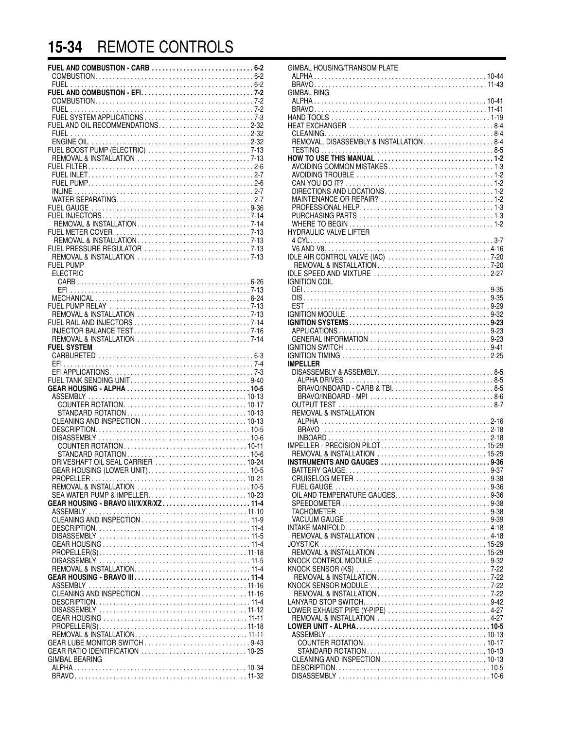**FUEL AND COMBUSTION - CARB . . . . . . . . . . . . . . . . . . . . . . . . . . . . 6-2**
COMBUSTION . . . . . . . . . . . . . . . . . . . . . . . . . . . . . . . . . . . . . . . . . . . 6-2
FUEL . . . . . . . . . . . . . . . . . . . . . . . . . . . . . . . . . . . . . . . . . . . . . . . . . . 6-2
**FUEL AND COMBUSTION - EFI . . . . . . . . . . . . . . . . . . . . . . . . . . . . . . . 7-2**
COMBUSTION . . . . . . . . . . . . . . . . . . . . . . . . . . . . . . . . . . . . . . . . . . . 7-2
FUEL . . . . . . . . . . . . . . . . . . . . . . . . . . . . . . . . . . . . . . . . . . . . . . . . . . 7-2
FUEL SYSTEM APPLICATIONS . . . . . . . . . . . . . . . . . . . . . . . . . . . . . . 7-3
FUEL AND OIL RECOMMENDATIONS . . . . . . . . . . . . . . . . . . . . . . . . . 2-32
FUEL . . . . . . . . . . . . . . . . . . . . . . . . . . . . . . . . . . . . . . . . . . . . . . . . . 2-32
ENGINE OIL . . . . . . . . . . . . . . . . . . . . . . . . . . . . . . . . . . . . . . . . . . . 2-32
FUEL BOOST PUMP (ELECTRIC) . . . . . . . . . . . . . . . . . . . . . . . . . . . . 7-13
REMOVAL & INSTALLATION . . . . . . . . . . . . . . . . . . . . . . . . . . . . . . . 7-13
FUEL FILTER . . . . . . . . . . . . . . . . . . . . . . . . . . . . . . . . . . . . . . . . . . . . . 2-6
FUEL INLET . . . . . . . . . . . . . . . . . . . . . . . . . . . . . . . . . . . . . . . . . . . . . 2-7
FUEL PUMP . . . . . . . . . . . . . . . . . . . . . . . . . . . . . . . . . . . . . . . . . . . . . 2-6
INLINE . . . . . . . . . . . . . . . . . . . . . . . . . . . . . . . . . . . . . . . . . . . . . . . . . 2-7
WATER SEPARATING . . . . . . . . . . . . . . . . . . . . . . . . . . . . . . . . . . . . . 2-7
FUEL GAUGE . . . . . . . . . . . . . . . . . . . . . . . . . . . . . . . . . . . . . . . . . . . . 9-36
FUEL INJECTORS . . . . . . . . . . . . . . . . . . . . . . . . . . . . . . . . . . . . . . . . 7-14
REMOVAL & INSTALLATION . . . . . . . . . . . . . . . . . . . . . . . . . . . . . . . 7-14
FUEL METER COVER . . . . . . . . . . . . . . . . . . . . . . . . . . . . . . . . . . . . . . 7-13
REMOVAL & INSTALLATION . . . . . . . . . . . . . . . . . . . . . . . . . . . . . . . 7-13
FUEL PRESSURE REGULATOR . . . . . . . . . . . . . . . . . . . . . . . . . . . . . 7-13
REMOVAL & INSTALLATION . . . . . . . . . . . . . . . . . . . . . . . . . . . . . . . 7-13
FUEL PUMP
ELECTRIC
CARB . . . . . . . . . . . . . . . . . . . . . . . . . . . . . . . . . . . . . . . . . . . . . . . . 6-26
EFI . . . . . . . . . . . . . . . . . . . . . . . . . . . . . . . . . . . . . . . . . . . . . . . . . . 7-13
MECHANICAL . . . . . . . . . . . . . . . . . . . . . . . . . . . . . . . . . . . . . . . . . . . 6-24
FUEL PUMP RELAY . . . . . . . . . . . . . . . . . . . . . . . . . . . . . . . . . . . . . . . 7-13
REMOVAL & INSTALLATION . . . . . . . . . . . . . . . . . . . . . . . . . . . . . . . 7-13
FUEL RAIL AND INJECTORS . . . . . . . . . . . . . . . . . . . . . . . . . . . . . . . . 7-14
INJECTOR BALANCE TEST . . . . . . . . . . . . . . . . . . . . . . . . . . . . . . . . 7-16
REMOVAL & INSTALLATION . . . . . . . . . . . . . . . . . . . . . . . . . . . . . . . 7-14
**FUEL SYSTEM**
CARBURETED . . . . . . . . . . . . . . . . . . . . . . . . . . . . . . . . . . . . . . . . . . . 6-3
EFI . . . . . . . . . . . . . . . . . . . . . . . . . . . . . . . . . . . . . . . . . . . . . . . . . . . . 7-4
EFI APPLICATIONS . . . . . . . . . . . . . . . . . . . . . . . . . . . . . . . . . . . . . . . 7-3
FUEL TANK SENDING UNIT . . . . . . . . . . . . . . . . . . . . . . . . . . . . . . . . . 9-40
**GEAR HOUSING - ALPHA . . . . . . . . . . . . . . . . . . . . . . . . . . . . . . . . . . 10-5**
ASSEMBLY . . . . . . . . . . . . . . . . . . . . . . . . . . . . . . . . . . . . . . . . . . . . 10-13
COUNTER ROTATION . . . . . . . . . . . . . . . . . . . . . . . . . . . . . . . . . . . 10-17
STANDARD ROTATION . . . . . . . . . . . . . . . . . . . . . . . . . . . . . . . . . . 10-13
CLEANING AND INSPECTION . . . . . . . . . . . . . . . . . . . . . . . . . . . . . . 10-13
DESCRIPTION . . . . . . . . . . . . . . . . . . . . . . . . . . . . . . . . . . . . . . . . . . . 10-5
DISASSEMBLY . . . . . . . . . . . . . . . . . . . . . . . . . . . . . . . . . . . . . . . . . . 10-6
COUNTER ROTATION . . . . . . . . . . . . . . . . . . . . . . . . . . . . . . . . . . . 10-11
STANDARD ROTATION . . . . . . . . . . . . . . . . . . . . . . . . . . . . . . . . . . . 10-6
DRIVESHAFT OIL SEAL CARRIER . . . . . . . . . . . . . . . . . . . . . . . . . . 10-24
GEAR HOUSING (LOWER UNIT) . . . . . . . . . . . . . . . . . . . . . . . . . . . . 10-5
PROPELLER . . . . . . . . . . . . . . . . . . . . . . . . . . . . . . . . . . . . . . . . . . . 10-21
REMOVAL & INSTALLATION . . . . . . . . . . . . . . . . . . . . . . . . . . . . . . . 10-5
SEA WATER PUMP & IMPELLER . . . . . . . . . . . . . . . . . . . . . . . . . . . 10-23
**GEAR HOUSING - BRAVO I/II/X/XR/XZ . . . . . . . . . . . . . . . . . . . . . . . . 11-4**
ASSEMBLY . . . . . . . . . . . . . . . . . . . . . . . . . . . . . . . . . . . . . . . . . . . . 11-10
CLEANING AND INSPECTION . . . . . . . . . . . . . . . . . . . . . . . . . . . . . . . 11-9
DESCRIPTION . . . . . . . . . . . . . . . . . . . . . . . . . . . . . . . . . . . . . . . . . . . 11-4
DISASSEMBLY . . . . . . . . . . . . . . . . . . . . . . . . . . . . . . . . . . . . . . . . . . 11-5
GEAR HOUSING . . . . . . . . . . . . . . . . . . . . . . . . . . . . . . . . . . . . . . . . . 11-4
PROPELLER(S) . . . . . . . . . . . . . . . . . . . . . . . . . . . . . . . . . . . . . . . . . 11-18
DISASSEMBLY . . . . . . . . . . . . . . . . . . . . . . . . . . . . . . . . . . . . . . . . . . 11-5
REMOVAL & INSTALLATION . . . . . . . . . . . . . . . . . . . . . . . . . . . . . . . . 11-4
**GEAR HOUSING - BRAVO III . . . . . . . . . . . . . . . . . . . . . . . . . . . . . . . . 11-4**
ASSEMBLY . . . . . . . . . . . . . . . . . . . . . . . . . . . . . . . . . . . . . . . . . . . . 11-16
CLEANING AND INSPECTION . . . . . . . . . . . . . . . . . . . . . . . . . . . . . . 11-16
DESCRIPTION . . . . . . . . . . . . . . . . . . . . . . . . . . . . . . . . . . . . . . . . . . . 11-4
DISASSEMBLY . . . . . . . . . . . . . . . . . . . . . . . . . . . . . . . . . . . . . . . . . 11-12
GEAR HOUSING . . . . . . . . . . . . . . . . . . . . . . . . . . . . . . . . . . . . . . . . 11-11
PROPELLER(S) . . . . . . . . . . . . . . . . . . . . . . . . . . . . . . . . . . . . . . . . . 11-18
REMOVAL & INSTALLATION . . . . . . . . . . . . . . . . . . . . . . . . . . . . . . . 11-11
GEAR LUBE MONITOR SWITCH . . . . . . . . . . . . . . . . . . . . . . . . . . . . . 9-43
GEAR RATIO IDENTIFICATION . . . . . . . . . . . . . . . . . . . . . . . . . . . . . 10-25
GIMBAL BEARING
ALPHA . . . . . . . . . . . . . . . . . . . . . . . . . . . . . . . . . . . . . . . . . . . . . . . . 10-34
BRAVO . . . . . . . . . . . . . . . . . . . . . . . . . . . . . . . . . . . . . . . . . . . . . . . . 11-32
GIMBAL HOUSING/TRANSOM PLATE
ALPHA . . . . . . . . . . . . . . . . . . . . . . . . . . . . . . . . . . . . . . . . . . . . . . . . 10-44
BRAVO . . . . . . . . . . . . . . . . . . . . . . . . . . . . . . . . . . . . . . . . . . . . . . . . 11-43
GIMBAL RING
ALPHA . . . . . . . . . . . . . . . . . . . . . . . . . . . . . . . . . . . . . . . . . . . . . . . . 10-41
BRAVO . . . . . . . . . . . . . . . . . . . . . . . . . . . . . . . . . . . . . . . . . . . . . . . . 11-41
HAND TOOLS . . . . . . . . . . . . . . . . . . . . . . . . . . . . . . . . . . . . . . . . . . . . 1-19
HEAT EXCHANGER . . . . . . . . . . . . . . . . . . . . . . . . . . . . . . . . . . . . . . . . 8-4
CLEANING . . . . . . . . . . . . . . . . . . . . . . . . . . . . . . . . . . . . . . . . . . . . . . 8-4
REMOVAL, DISASSEMBLY & INSTALLATION . . . . . . . . . . . . . . . . . . . 8-4
TESTING . . . . . . . . . . . . . . . . . . . . . . . . . . . . . . . . . . . . . . . . . . . . . . . 8-5
**HOW TO USE THIS MANUAL . . . . . . . . . . . . . . . . . . . . . . . . . . . . . . . . 1-2**
AVOIDING COMMON MISTAKES . . . . . . . . . . . . . . . . . . . . . . . . . . . . . 1-3
AVOIDING TROUBLE . . . . . . . . . . . . . . . . . . . . . . . . . . . . . . . . . . . . . 1-2
CAN YOU DO IT? . . . . . . . . . . . . . . . . . . . . . . . . . . . . . . . . . . . . . . . . . 1-2
DIRECTIONS AND LOCATIONS . . . . . . . . . . . . . . . . . . . . . . . . . . . . . . 1-2
MAINTENANCE OR REPAIR? . . . . . . . . . . . . . . . . . . . . . . . . . . . . . . . 1-2
PROFESSIONAL HELP . . . . . . . . . . . . . . . . . . . . . . . . . . . . . . . . . . . . . 1-3
PURCHASING PARTS . . . . . . . . . . . . . . . . . . . . . . . . . . . . . . . . . . . . . 1-3
WHERE TO BEGIN . . . . . . . . . . . . . . . . . . . . . . . . . . . . . . . . . . . . . . . 1-2
HYDRAULIC VALVE LIFTER
4 CYL . . . . . . . . . . . . . . . . . . . . . . . . . . . . . . . . . . . . . . . . . . . . . . . . . . 3-7
V6 AND V8 . . . . . . . . . . . . . . . . . . . . . . . . . . . . . . . . . . . . . . . . . . . . . 4-16
IDLE AIR CONTROL VALVE (IAC) . . . . . . . . . . . . . . . . . . . . . . . . . . . . 7-20
REMOVAL & INSTALLATION . . . . . . . . . . . . . . . . . . . . . . . . . . . . . . . 7-20
IDLE SPEED AND MIXTURE . . . . . . . . . . . . . . . . . . . . . . . . . . . . . . . . 2-27
IGNITION COIL
DEI . . . . . . . . . . . . . . . . . . . . . . . . . . . . . . . . . . . . . . . . . . . . . . . . . . . 9-35
DIS . . . . . . . . . . . . . . . . . . . . . . . . . . . . . . . . . . . . . . . . . . . . . . . . . . . 9-35
EST . . . . . . . . . . . . . . . . . . . . . . . . . . . . . . . . . . . . . . . . . . . . . . . . . . 9-29
IGNITION MODULE . . . . . . . . . . . . . . . . . . . . . . . . . . . . . . . . . . . . . . . . 9-32
**IGNITION SYSTEMS . . . . . . . . . . . . . . . . . . . . . . . . . . . . . . . . . . . . . . 9-23**
APPLICATIONS . . . . . . . . . . . . . . . . . . . . . . . . . . . . . . . . . . . . . . . . . 9-23
GENERAL INFORMATION . . . . . . . . . . . . . . . . . . . . . . . . . . . . . . . . . 9-23
IGNITION SWITCH . . . . . . . . . . . . . . . . . . . . . . . . . . . . . . . . . . . . . . . . 9-41
IGNITION TIMING . . . . . . . . . . . . . . . . . . . . . . . . . . . . . . . . . . . . . . . . . 2-25
**IMPELLER**
DISASSEMBLY & ASSEMBLY . . . . . . . . . . . . . . . . . . . . . . . . . . . . . . . . 8-5
ALPHA DRIVES . . . . . . . . . . . . . . . . . . . . . . . . . . . . . . . . . . . . . . . . . 8-5
BRAVO/INBOARD - CARB & TBI . . . . . . . . . . . . . . . . . . . . . . . . . . . . 8-5
BRAVO/INBOARD - MPI . . . . . . . . . . . . . . . . . . . . . . . . . . . . . . . . . . 8-6
OUTPUT TEST . . . . . . . . . . . . . . . . . . . . . . . . . . . . . . . . . . . . . . . . . . . 8-7
REMOVAL & INSTALLATION
ALPHA . . . . . . . . . . . . . . . . . . . . . . . . . . . . . . . . . . . . . . . . . . . . . . . 2-16
BRAVO . . . . . . . . . . . . . . . . . . . . . . . . . . . . . . . . . . . . . . . . . . . . . . . 2-18
INBOARD . . . . . . . . . . . . . . . . . . . . . . . . . . . . . . . . . . . . . . . . . . . . . 2-18
IMPELLER - PRECISION PILOT . . . . . . . . . . . . . . . . . . . . . . . . . . . . . 15-29
REMOVAL & INSTALLATION . . . . . . . . . . . . . . . . . . . . . . . . . . . . . . 15-29
**INSTRUMENTS AND GAUGES . . . . . . . . . . . . . . . . . . . . . . . . . . . . . . 9-36**
BATTERY GAUGE . . . . . . . . . . . . . . . . . . . . . . . . . . . . . . . . . . . . . . . . 9-37
CRUISELOG METER . . . . . . . . . . . . . . . . . . . . . . . . . . . . . . . . . . . . . 9-38
FUEL GAUGE . . . . . . . . . . . . . . . . . . . . . . . . . . . . . . . . . . . . . . . . . . . 9-36
OIL AND TEMPERATURE GAUGES . . . . . . . . . . . . . . . . . . . . . . . . . . 9-36
SPEEDOMETER . . . . . . . . . . . . . . . . . . . . . . . . . . . . . . . . . . . . . . . . . 9-38
TACHOMETER . . . . . . . . . . . . . . . . . . . . . . . . . . . . . . . . . . . . . . . . . . 9-38
VACUUM GAUGE . . . . . . . . . . . . . . . . . . . . . . . . . . . . . . . . . . . . . . . . 9-39
INTAKE MANIFOLD . . . . . . . . . . . . . . . . . . . . . . . . . . . . . . . . . . . . . . . . 4-18
REMOVAL & INSTALLATION . . . . . . . . . . . . . . . . . . . . . . . . . . . . . . . 4-18
JOYSTICK . . . . . . . . . . . . . . . . . . . . . . . . . . . . . . . . . . . . . . . . . . . . . . 15-29
REMOVAL & INSTALLATION . . . . . . . . . . . . . . . . . . . . . . . . . . . . . . 15-29
KNOCK CONTROL MODULE . . . . . . . . . . . . . . . . . . . . . . . . . . . . . . . . 9-32
KNOCK SENSOR (KS) . . . . . . . . . . . . . . . . . . . . . . . . . . . . . . . . . . . . . 7-22
REMOVAL & INSTALLATION . . . . . . . . . . . . . . . . . . . . . . . . . . . . . . . 7-22
KNOCK SENSOR MODULE . . . . . . . . . . . . . . . . . . . . . . . . . . . . . . . . . 7-22
REMOVAL & INSTALLATION . . . . . . . . . . . . . . . . . . . . . . . . . . . . . . . 7-22
LANYARD STOP SWITCH . . . . . . . . . . . . . . . . . . . . . . . . . . . . . . . . . . . 9-42
LOWER EXHAUST PIPE (Y-PIPE) . . . . . . . . . . . . . . . . . . . . . . . . . . . . 4-27
REMOVAL & INSTALLATION . . . . . . . . . . . . . . . . . . . . . . . . . . . . . . . 4-27
**LOWER UNIT - ALPHA . . . . . . . . . . . . . . . . . . . . . . . . . . . . . . . . . . . . 10-5**
ASSEMBLY . . . . . . . . . . . . . . . . . . . . . . . . . . . . . . . . . . . . . . . . . . . . 10-13
COUNTER ROTATION . . . . . . . . . . . . . . . . . . . . . . . . . . . . . . . . . . . 10-17
STANDARD ROTATION . . . . . . . . . . . . . . . . . . . . . . . . . . . . . . . . . . 10-13
CLEANING AND INSPECTION . . . . . . . . . . . . . . . . . . . . . . . . . . . . . . 10-13
DESCRIPTION . . . . . . . . . . . . . . . . . . . . . . . . . . . . . . . . . . . . . . . . . . . 10-5
DISASSEMBLY . . . . . . . . . . . . . . . . . . . . . . . . . . . . . . . . . . . . . . . . . . 10-6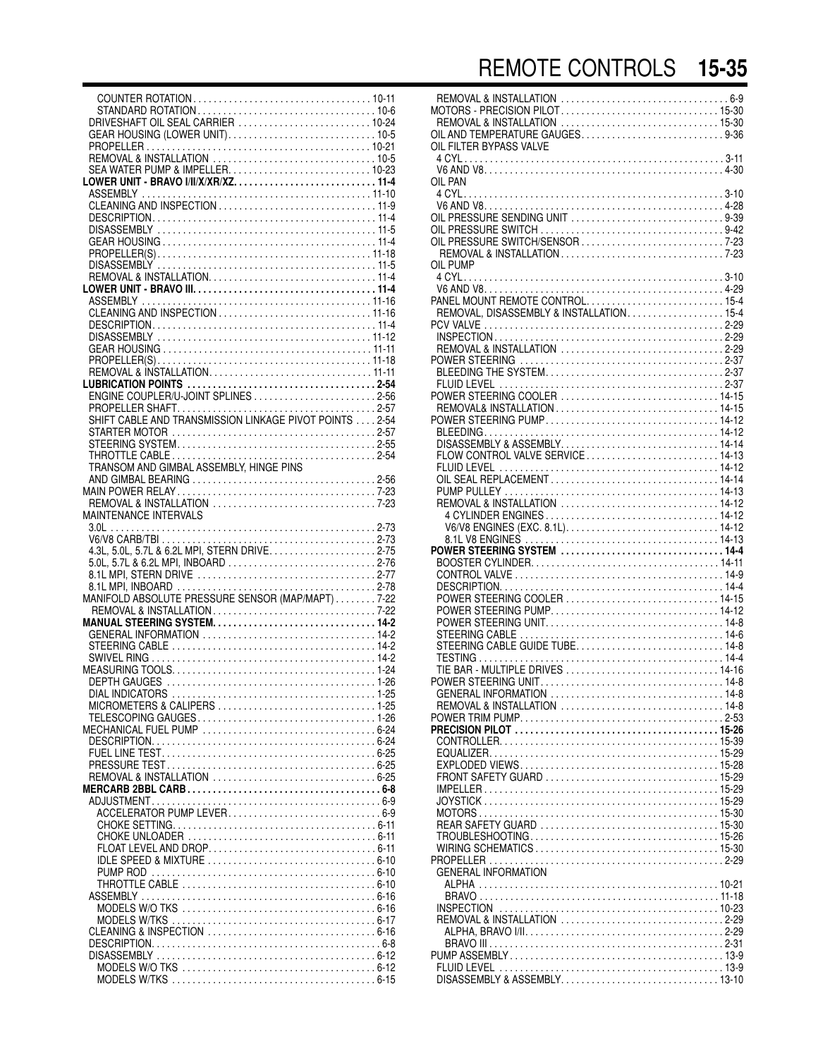COUNTER ROTATION . . . . . . . . . . 10-11
STANDARD ROTATION . . . . . . . . . . 10-6
DRIVESHAFT OIL SEAL CARRIER . . . . . . . . . . 10-24
GEAR HOUSING (LOWER UNIT) . . . . . . . . . . 10-5
PROPELLER . . . . . . . . . . 10-21
REMOVAL & INSTALLATION . . . . . . . . . . 10-5
SEA WATER PUMP & IMPELLER . . . . . . . . . . 10-23

**LOWER UNIT - BRAVO I/II/X/XR/XZ . . . . . . . . . . 11-4**

ASSEMBLY . . . . . . . . . . 11-10
CLEANING AND INSPECTION . . . . . . . . . . 11-9
DESCRIPTION . . . . . . . . . . 11-4
DISASSEMBLY . . . . . . . . . . 11-5
GEAR HOUSING . . . . . . . . . . 11-4
PROPELLER(S) . . . . . . . . . . 11-18
DISASSEMBLY . . . . . . . . . . 11-5
REMOVAL & INSTALLATION . . . . . . . . . . 11-4

**LOWER UNIT - BRAVO III . . . . . . . . . . 11-4**

ASSEMBLY . . . . . . . . . . 11-16
CLEANING AND INSPECTION . . . . . . . . . . 11-16
DESCRIPTION . . . . . . . . . . 11-4
DISASSEMBLY . . . . . . . . . . 11-12
GEAR HOUSING . . . . . . . . . . 11-11
PROPELLER(S) . . . . . . . . . . 11-18
REMOVAL & INSTALLATION . . . . . . . . . . 11-11

**LUBRICATION POINTS . . . . . . . . . . 2-54**

ENGINE COUPLER/U-JOINT SPLINES . . . . . . . . . . 2-56
PROPELLER SHAFT . . . . . . . . . . 2-57
SHIFT CABLE AND TRANSMISSION LINKAGE PIVOT POINTS . . . . 2-54
STARTER MOTOR . . . . . . . . . . 2-57
STEERING SYSTEM . . . . . . . . . . 2-55
THROTTLE CABLE . . . . . . . . . . 2-54
TRANSOM AND GIMBAL ASSEMBLY, HINGE PINS AND GIMBAL BEARING . . . . . . . . . . 2-56

MAIN POWER RELAY . . . . . . . . . . 7-23
REMOVAL & INSTALLATION . . . . . . . . . . 7-23

MAINTENANCE INTERVALS
3.0L . . . . . . . . . . 2-73
V6/V8 CARB/TBI . . . . . . . . . . 2-73
4.3L, 5.0L, 5.7L & 6.2L MPI, STERN DRIVE . . . . . . . . . . 2-75
5.0L, 5.7L & 6.2L MPI, INBOARD . . . . . . . . . . 2-76
8.1L MPI, STERN DRIVE . . . . . . . . . . 2-77
8.1L MPI, INBOARD . . . . . . . . . . 2-78

MANIFOLD ABSOLUTE PRESSURE SENSOR (MAP/MAPT) . . . . . . . . . . 7-22
REMOVAL & INSTALLATION . . . . . . . . . . 7-22

**MANUAL STEERING SYSTEM . . . . . . . . . . 14-2**

GENERAL INFORMATION . . . . . . . . . . 14-2
STEERING CABLE . . . . . . . . . . 14-2
SWIVEL RING . . . . . . . . . . 14-2

MEASURING TOOLS . . . . . . . . . . 1-24
DEPTH GAUGES . . . . . . . . . . 1-26
DIAL INDICATORS . . . . . . . . . . 1-25
MICROMETERS & CALIPERS . . . . . . . . . . 1-25
TELESCOPING GAUGES . . . . . . . . . . 1-26

MECHANICAL FUEL PUMP . . . . . . . . . . 6-24
DESCRIPTION . . . . . . . . . . 6-24
FUEL LINE TEST . . . . . . . . . . 6-25
PRESSURE TEST . . . . . . . . . . 6-25
REMOVAL & INSTALLATION . . . . . . . . . . 6-25

**MERCARB 2BBL CARB . . . . . . . . . . 6-8**

ADJUSTMENT . . . . . . . . . . 6-9
ACCELERATOR PUMP LEVER . . . . . . . . . . 6-9
CHOKE SETTING . . . . . . . . . . 6-11
CHOKE UNLOADER . . . . . . . . . . 6-11
FLOAT LEVEL AND DROP . . . . . . . . . . 6-11
IDLE SPEED & MIXTURE . . . . . . . . . . 6-10
PUMP ROD . . . . . . . . . . 6-10
THROTTLE CABLE . . . . . . . . . . 6-10
ASSEMBLY . . . . . . . . . . 6-16
MODELS W/O TKS . . . . . . . . . . 6-16
MODELS W/TKS . . . . . . . . . . 6-17
CLEANING & INSPECTION . . . . . . . . . . 6-16
DESCRIPTION . . . . . . . . . . 6-8
DISASSEMBLY . . . . . . . . . . 6-12
MODELS W/O TKS . . . . . . . . . . 6-12
MODELS W/TKS . . . . . . . . . . 6-15

REMOVAL & INSTALLATION . . . . . . . . . . 6-9

MOTORS - PRECISION PILOT . . . . . . . . . . 15-30
REMOVAL & INSTALLATION . . . . . . . . . . 15-30

OIL AND TEMPERATURE GAUGES . . . . . . . . . . 9-36

OIL FILTER BYPASS VALVE
4 CYL . . . . . . . . . . 3-11
V6 AND V8 . . . . . . . . . . 4-30

OIL PAN
4 CYL . . . . . . . . . . 3-10
V6 AND V8 . . . . . . . . . . 4-28

OIL PRESSURE SENDING UNIT . . . . . . . . . . 9-39
OIL PRESSURE SWITCH . . . . . . . . . . 9-42
OIL PRESSURE SWITCH/SENSOR . . . . . . . . . . 7-23
REMOVAL & INSTALLATION . . . . . . . . . . 7-23

OIL PUMP
4 CYL . . . . . . . . . . 3-10
V6 AND V8 . . . . . . . . . . 4-29

PANEL MOUNT REMOTE CONTROL . . . . . . . . . . 15-4
REMOVAL, DISASSEMBLY & INSTALLATION . . . . . . . . . . 15-4

PCV VALVE . . . . . . . . . . 2-29
INSPECTION . . . . . . . . . . 2-29
REMOVAL & INSTALLATION . . . . . . . . . . 2-29

POWER STEERING . . . . . . . . . . 2-37
BLEEDING THE SYSTEM . . . . . . . . . . 2-37
FLUID LEVEL . . . . . . . . . . 2-37

POWER STEERING COOLER . . . . . . . . . . 14-15
REMOVAL& INSTALLATION . . . . . . . . . . 14-15

POWER STEERING PUMP . . . . . . . . . . 14-12
BLEEDING . . . . . . . . . . 14-12
DISASSEMBLY & ASSEMBLY . . . . . . . . . . 14-14
FLOW CONTROL VALVE SERVICE . . . . . . . . . . 14-13
FLUID LEVEL . . . . . . . . . . 14-12
OIL SEAL REPLACEMENT . . . . . . . . . . 14-14
PUMP PULLEY . . . . . . . . . . 14-13
REMOVAL & INSTALLATION . . . . . . . . . . 14-12
4 CYLINDER ENGINES . . . . . . . . . . 14-12
V6/V8 ENGINES (EXC. 8.1L) . . . . . . . . . . 14-12
8.1L V8 ENGINES . . . . . . . . . . 14-13

**POWER STEERING SYSTEM . . . . . . . . . . 14-4**

BOOSTER CYLINDER . . . . . . . . . . 14-11
CONTROL VALVE . . . . . . . . . . 14-9
DESCRIPTION . . . . . . . . . . 14-4
POWER STEERING COOLER . . . . . . . . . . 14-15
POWER STEERING PUMP . . . . . . . . . . 14-12
POWER STEERING UNIT . . . . . . . . . . 14-8
STEERING CABLE . . . . . . . . . . 14-6
STEERING CABLE GUIDE TUBE . . . . . . . . . . 14-8
TESTING . . . . . . . . . . 14-4
TIE BAR - MULTIPLE DRIVES . . . . . . . . . . 14-16

POWER STEERING UNIT . . . . . . . . . . 14-8
GENERAL INFORMATION . . . . . . . . . . 14-8
REMOVAL & INSTALLATION . . . . . . . . . . 14-8

POWER TRIM PUMP . . . . . . . . . . 2-53

**PRECISION PILOT . . . . . . . . . . 15-26**

CONTROLLER . . . . . . . . . . 15-39
EQUALIZER . . . . . . . . . . 15-29
EXPLODED VIEWS . . . . . . . . . . 15-28
FRONT SAFETY GUARD . . . . . . . . . . 15-29
IMPELLER . . . . . . . . . . 15-29
JOYSTICK . . . . . . . . . . 15-29
MOTORS . . . . . . . . . . 15-30
REAR SAFETY GUARD . . . . . . . . . . 15-30
TROUBLESHOOTING . . . . . . . . . . 15-26
WIRING SCHEMATICS . . . . . . . . . . 15-30

PROPELLER . . . . . . . . . . 2-29
GENERAL INFORMATION
ALPHA . . . . . . . . . . 10-21
BRAVO . . . . . . . . . . 11-18
INSPECTION . . . . . . . . . . 10-23
REMOVAL & INSTALLATION . . . . . . . . . . 2-29
ALPHA, BRAVO I/II . . . . . . . . . . 2-29
BRAVO III . . . . . . . . . . 2-31

PUMP ASSEMBLY . . . . . . . . . . 13-9
FLUID LEVEL . . . . . . . . . . 13-9
DISASSEMBLY & ASSEMBLY . . . . . . . . . . 13-10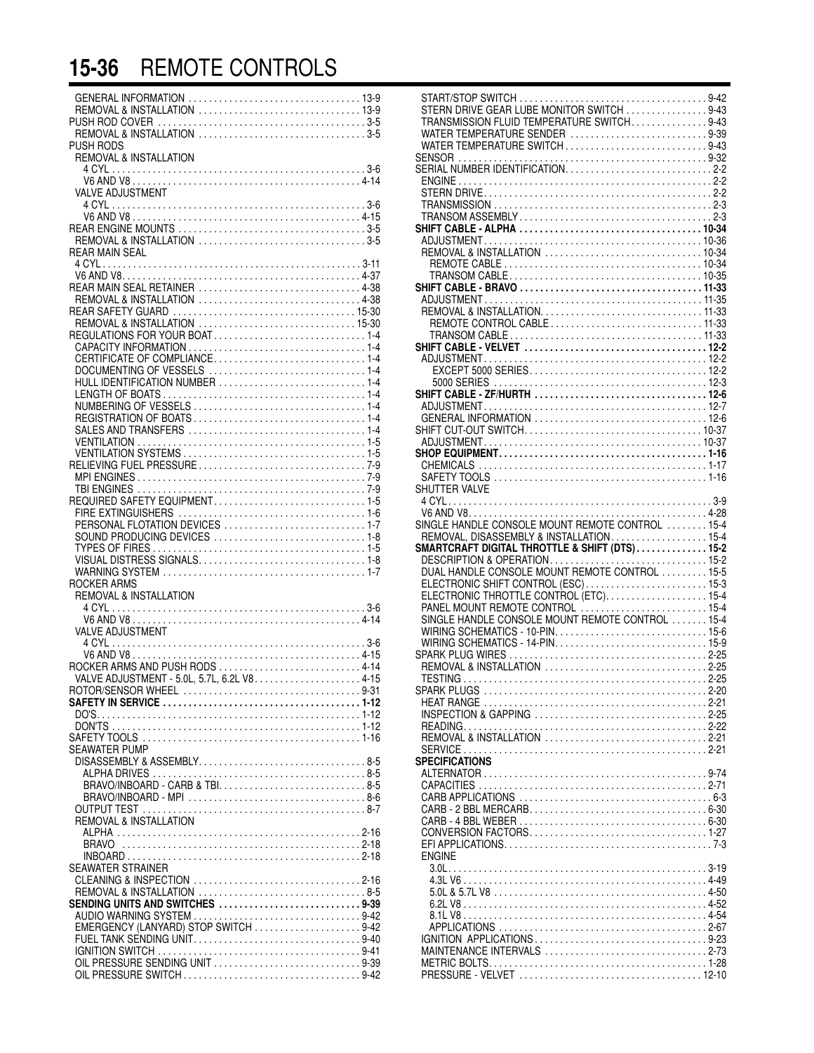GENERAL INFORMATION . . . . . 13-9
REMOVAL & INSTALLATION . . . . . 13-9
PUSH ROD COVER . . . . . 3-5
REMOVAL & INSTALLATION . . . . . 3-5
PUSH RODS
REMOVAL & INSTALLATION
4 CYL . . . . . 3-6
V6 AND V8 . . . . . 4-14
VALVE ADJUSTMENT
4 CYL . . . . . 3-6
V6 AND V8 . . . . . 4-15
REAR ENGINE MOUNTS . . . . . 3-5
REMOVAL & INSTALLATION . . . . . 3-5
REAR MAIN SEAL
4 CYL . . . . . 3-11
V6 AND V8 . . . . . 4-37
REAR MAIN SEAL RETAINER . . . . . 4-38
REMOVAL & INSTALLATION . . . . . 4-38
REAR SAFETY GUARD . . . . . 15-30
REMOVAL & INSTALLATION . . . . . 15-30
REGULATIONS FOR YOUR BOAT . . . . . 1-4
CAPACITY INFORMATION . . . . . 1-4
CERTIFICATE OF COMPLIANCE . . . . . 1-4
DOCUMENTING OF VESSELS . . . . . 1-4
HULL IDENTIFICATION NUMBER . . . . . 1-4
LENGTH OF BOATS . . . . . 1-4
NUMBERING OF VESSELS . . . . . 1-4
REGISTRATION OF BOATS . . . . . 1-4
SALES AND TRANSFERS . . . . . 1-4
VENTILATION . . . . . 1-5
VENTILATION SYSTEMS . . . . . 1-5
RELIEVING FUEL PRESSURE . . . . . 7-9
MPI ENGINES . . . . . 7-9
TBI ENGINES . . . . . 7-9
REQUIRED SAFETY EQUIPMENT . . . . . 1-5
FIRE EXTINGUISHERS . . . . . 1-6
PERSONAL FLOTATION DEVICES . . . . . 1-7
SOUND PRODUCING DEVICES . . . . . 1-8
TYPES OF FIRES . . . . . 1-5
VISUAL DISTRESS SIGNALS . . . . . 1-8
WARNING SYSTEM . . . . . 1-7
ROCKER ARMS
REMOVAL & INSTALLATION
4 CYL . . . . . 3-6
V6 AND V8 . . . . . 4-14
VALVE ADJUSTMENT
4 CYL . . . . . 3-6
V6 AND V8 . . . . . 4-15
ROCKER ARMS AND PUSH RODS . . . . . 4-14
VALVE ADJUSTMENT - 5.0L, 5.7L, 6.2L V8 . . . . . 4-15
ROTOR/SENSOR WHEEL . . . . . 9-31
**SAFETY IN SERVICE . . . . . 1-12**
DO'S . . . . . 1-12
DON'TS . . . . . 1-12
SAFETY TOOLS . . . . . 1-16
SEAWATER PUMP
DISASSEMBLY & ASSEMBLY . . . . . 8-5
ALPHA DRIVES . . . . . 8-5
BRAVO/INBOARD - CARB & TBI . . . . . 8-5
BRAVO/INBOARD - MPI . . . . . 8-6
OUTPUT TEST . . . . . 8-7
REMOVAL & INSTALLATION
ALPHA . . . . . 2-16
BRAVO . . . . . 2-18
INBOARD . . . . . 2-18
SEAWATER STRAINER
CLEANING & INSPECTION . . . . . 2-16
REMOVAL & INSTALLATION . . . . . 8-5
**SENDING UNITS AND SWITCHES . . . . . 9-39**
AUDIO WARNING SYSTEM . . . . . 9-42
EMERGENCY (LANYARD) STOP SWITCH . . . . . 9-42
FUEL TANK SENDING UNIT . . . . . 9-40
IGNITION SWITCH . . . . . 9-41
OIL PRESSURE SENDING UNIT . . . . . 9-39
OIL PRESSURE SWITCH . . . . . 9-42
START/STOP SWITCH . . . . . 9-42
STERN DRIVE GEAR LUBE MONITOR SWITCH . . . . . 9-43
TRANSMISSION FLUID TEMPERATURE SWITCH . . . . . 9-43
WATER TEMPERATURE SENDER . . . . . 9-39
WATER TEMPERATURE SWITCH . . . . . 9-43
SENSOR . . . . . 9-32
SERIAL NUMBER IDENTIFICATION . . . . . 2-2
ENGINE . . . . . 2-2
STERN DRIVE . . . . . 2-2
TRANSMISSION . . . . . 2-3
TRANSOM ASSEMBLY . . . . . 2-3
**SHIFT CABLE - ALPHA . . . . . 10-34**
ADJUSTMENT . . . . . 10-36
REMOVAL & INSTALLATION . . . . . 10-34
REMOTE CABLE . . . . . 10-34
TRANSOM CABLE . . . . . 10-35
**SHIFT CABLE - BRAVO . . . . . 11-33**
ADJUSTMENT . . . . . 11-35
REMOVAL & INSTALLATION . . . . . 11-33
REMOTE CONTROL CABLE . . . . . 11-33
TRANSOM CABLE . . . . . 11-33
**SHIFT CABLE - VELVET . . . . . 12-2**
ADJUSTMENT . . . . . 12-2
EXCEPT 5000 SERIES . . . . . 12-2
5000 SERIES . . . . . 12-3
**SHIFT CABLE - ZF/HURTH . . . . . 12-6**
ADJUSTMENT . . . . . 12-7
GENERAL INFORMATION . . . . . 12-6
SHIFT CUT-OUT SWITCH . . . . . 10-37
ADJUSTMENT . . . . . 10-37
**SHOP EQUIPMENT . . . . . 1-16**
CHEMICALS . . . . . 1-17
SAFETY TOOLS . . . . . 1-16
SHUTTER VALVE
4 CYL . . . . . 3-9
V6 AND V8 . . . . . 4-28
SINGLE HANDLE CONSOLE MOUNT REMOTE CONTROL . . . . . 15-4
REMOVAL, DISASSEMBLY & INSTALLATION . . . . . 15-4
**SMARTCRAFT DIGITAL THROTTLE & SHIFT (DTS) . . . . . 15-2**
DESCRIPTION & OPERATION . . . . . 15-2
DUAL HANDLE CONSOLE MOUNT REMOTE CONTROL . . . . . 15-5
ELECTRONIC SHIFT CONTROL (ESC) . . . . . 15-3
ELECTRONIC THROTTLE CONTROL (ETC) . . . . . 15-4
PANEL MOUNT REMOTE CONTROL . . . . . 15-4
SINGLE HANDLE CONSOLE MOUNT REMOTE CONTROL . . . . . 15-4
WIRING SCHEMATICS - 10-PIN . . . . . 15-6
WIRING SCHEMATICS - 14-PIN . . . . . 15-9
SPARK PLUG WIRES . . . . . 2-25
REMOVAL & INSTALLATION . . . . . 2-25
TESTING . . . . . 2-25
SPARK PLUGS . . . . . 2-20
HEAT RANGE . . . . . 2-21
INSPECTION & GAPPING . . . . . 2-25
READING . . . . . 2-22
REMOVAL & INSTALLATION . . . . . 2-21
SERVICE . . . . . 2-21
**SPECIFICATIONS**
ALTERNATOR . . . . . 9-74
CAPACITIES . . . . . 2-71
CARB APPLICATIONS . . . . . 6-3
CARB - 2 BBL MERCARB . . . . . 6-30
CARB - 4 BBL WEBER . . . . . 6-30
CONVERSION FACTORS . . . . . 1-27
EFI APPLICATIONS . . . . . 7-3
ENGINE
3.0L . . . . . 3-19
4.3L V6 . . . . . 4-49
5.0L & 5.7L V8 . . . . . 4-50
6.2L V8 . . . . . 4-52
8.1L V8 . . . . . 4-54
APPLICATIONS . . . . . 2-67
IGNITION APPLICATIONS . . . . . 9-23
MAINTENANCE INTERVALS . . . . . 2-73
METRIC BOLTS . . . . . 1-28
PRESSURE - VELVET . . . . . 12-10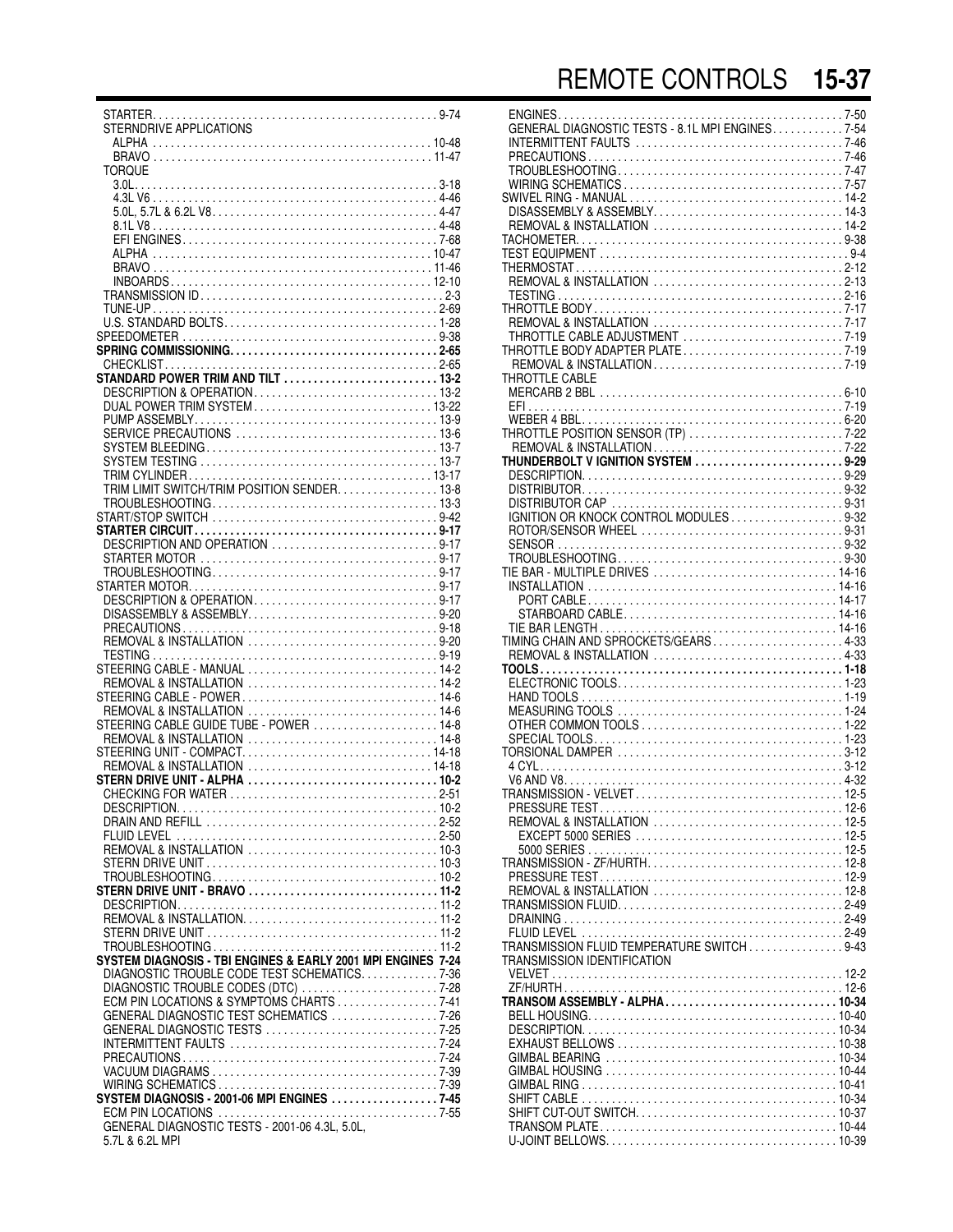STARTER . . . 9-74
- STERNDRIVE APPLICATIONS
  - ALPHA . . . 10-48
  - BRAVO . . . 11-47
- TORQUE
  - 3.0L . . . 3-18
  - 4.3L V6 . . . 4-46
  - 5.0L, 5.7L & 6.2L V8 . . . 4-47
  - 8.1L V8 . . . 4-48
  - EFI ENGINES . . . 7-68
  - ALPHA . . . 10-47
  - BRAVO . . . 11-46
  - INBOARDS . . . 12-10
- TRANSMISSION ID . . . 2-3
- TUNE-UP . . . 2-69
- U.S. STANDARD BOLTS . . . 1-28

SPEEDOMETER . . . 9-38

**SPRING COMMISSIONING . . . 2-65**
- CHECKLIST . . . 2-65

**STANDARD POWER TRIM AND TILT . . . 13-2**
- DESCRIPTION & OPERATION . . . 13-2
- DUAL POWER TRIM SYSTEM . . . 13-22
- PUMP ASSEMBLY . . . 13-9
- SERVICE PRECAUTIONS . . . 13-6
- SYSTEM BLEEDING . . . 13-7
- SYSTEM TESTING . . . 13-7
- TRIM CYLINDER . . . 13-17
- TRIM LIMIT SWITCH/TRIM POSITION SENDER . . . 13-8
- TROUBLESHOOTING . . . 13-3

START/STOP SWITCH . . . 9-42

**STARTER CIRCUIT . . . 9-17**
- DESCRIPTION AND OPERATION . . . 9-17
- STARTER MOTOR . . . 9-17
- TROUBLESHOOTING . . . 9-17

STARTER MOTOR . . . 9-17
- DESCRIPTION & OPERATION . . . 9-17
- DISASSEMBLY & ASSEMBLY . . . 9-20
- PRECAUTIONS . . . 9-18
- REMOVAL & INSTALLATION . . . 9-20
- TESTING . . . 9-19

STEERING CABLE - MANUAL . . . 14-2
- REMOVAL & INSTALLATION . . . 14-2

STEERING CABLE - POWER . . . 14-6
- REMOVAL & INSTALLATION . . . 14-6

STEERING CABLE GUIDE TUBE - POWER . . . 14-8
- REMOVAL & INSTALLATION . . . 14-8

STEERING UNIT - COMPACT . . . 14-18
- REMOVAL & INSTALLATION . . . 14-18

**STERN DRIVE UNIT - ALPHA . . . 10-2**
- CHECKING FOR WATER . . . 2-51
- DESCRIPTION . . . 10-2
- DRAIN AND REFILL . . . 2-52
- FLUID LEVEL . . . 2-50
- REMOVAL & INSTALLATION . . . 10-3
- STERN DRIVE UNIT . . . 10-3
- TROUBLESHOOTING . . . 10-2

**STERN DRIVE UNIT - BRAVO . . . 11-2**
- DESCRIPTION . . . 11-2
- REMOVAL & INSTALLATION . . . 11-2
- STERN DRIVE UNIT . . . 11-2
- TROUBLESHOOTING . . . 11-2

**SYSTEM DIAGNOSIS - TBI ENGINES & EARLY 2001 MPI ENGINES 7-24**
- DIAGNOSTIC TROUBLE CODE TEST SCHEMATICS . . . 7-36
- DIAGNOSTIC TROUBLE CODES (DTC) . . . 7-28
- ECM PIN LOCATIONS & SYMPTOMS CHARTS . . . 7-41
- GENERAL DIAGNOSTIC TEST SCHEMATICS . . . 7-26
- GENERAL DIAGNOSTIC TESTS . . . 7-25
- INTERMITTENT FAULTS . . . 7-24
- PRECAUTIONS . . . 7-24
- VACUUM DIAGRAMS . . . 7-39
- WIRING SCHEMATICS . . . 7-39

**SYSTEM DIAGNOSIS - 2001-06 MPI ENGINES . . . 7-45**
- ECM PIN LOCATIONS . . . 7-55
- GENERAL DIAGNOSTIC TESTS - 2001-06 4.3L, 5.0L, 5.7L & 6.2L MPI ENGINES . . . 7-50
- GENERAL DIAGNOSTIC TESTS - 8.1L MPI ENGINES . . . 7-54
- INTERMITTENT FAULTS . . . 7-46
- PRECAUTIONS . . . 7-46
- TROUBLESHOOTING . . . 7-47
- WIRING SCHEMATICS . . . 7-57

SWIVEL RING - MANUAL . . . 14-2
- DISASSEMBLY & ASSEMBLY . . . 14-3
- REMOVAL & INSTALLATION . . . 14-2

TACHOMETER . . . 9-38

TEST EQUIPMENT . . . 9-4

THERMOSTAT . . . 2-12
- REMOVAL & INSTALLATION . . . 2-13
- TESTING . . . 2-16

THROTTLE BODY . . . 7-17
- REMOVAL & INSTALLATION . . . 7-17
- THROTTLE CABLE ADJUSTMENT . . . 7-19

THROTTLE BODY ADAPTER PLATE . . . 7-19
- REMOVAL & INSTALLATION . . . 7-19

THROTTLE CABLE
- MERCARB 2 BBL . . . 6-10
- EFI . . . 7-19
- WEBER 4 BBL . . . 6-20

THROTTLE POSITION SENSOR (TP) . . . 7-22
- REMOVAL & INSTALLATION . . . 7-22

**THUNDERBOLT V IGNITION SYSTEM . . . 9-29**
- DESCRIPTION . . . 9-29
- DISTRIBUTOR . . . 9-32
- DISTRIBUTOR CAP . . . 9-31
- IGNITION OR KNOCK CONTROL MODULES . . . 9-32
- ROTOR/SENSOR WHEEL . . . 9-31
- SENSOR . . . 9-32
- TROUBLESHOOTING . . . 9-30

TIE BAR - MULTIPLE DRIVES . . . 14-16
- INSTALLATION . . . 14-16
  - PORT CABLE . . . 14-17
  - STARBOARD CABLE . . . 14-16
- TIE BAR LENGTH . . . 14-16

TIMING CHAIN AND SPROCKETS/GEARS . . . 4-33
- REMOVAL & INSTALLATION . . . 4-33

**TOOLS . . . 1-18**
- ELECTRONIC TOOLS . . . 1-23
- HAND TOOLS . . . 1-19
- MEASURING TOOLS . . . 1-24
- OTHER COMMON TOOLS . . . 1-22
- SPECIAL TOOLS . . . 1-23

TORSIONAL DAMPER . . . 3-12
- 4 CYL . . . 3-12
- V6 AND V8 . . . 4-32

TRANSMISSION - VELVET . . . 12-5
- PRESSURE TEST . . . 12-6
- REMOVAL & INSTALLATION . . . 12-5
  - EXCEPT 5000 SERIES . . . 12-5
  - 5000 SERIES . . . 12-5

TRANSMISSION - ZF/HURTH . . . 12-8
- PRESSURE TEST . . . 12-9
- REMOVAL & INSTALLATION . . . 12-8

TRANSMISSION FLUID . . . 2-49
- DRAINING . . . 2-49
- FLUID LEVEL . . . 2-49

TRANSMISSION FLUID TEMPERATURE SWITCH . . . 9-43

TRANSMISSION IDENTIFICATION
- VELVET . . . 12-2
- ZF/HURTH . . . 12-6

**TRANSOM ASSEMBLY - ALPHA . . . 10-34**
- BELL HOUSING . . . 10-40
- DESCRIPTION . . . 10-34
- EXHAUST BELLOWS . . . 10-38
- GIMBAL BEARING . . . 10-34
- GIMBAL HOUSING . . . 10-44
- GIMBAL RING . . . 10-41
- SHIFT CABLE . . . 10-34
- SHIFT CUT-OUT SWITCH . . . 10-37
- TRANSOM PLATE . . . 10-44
- U-JOINT BELLOWS . . . 10-39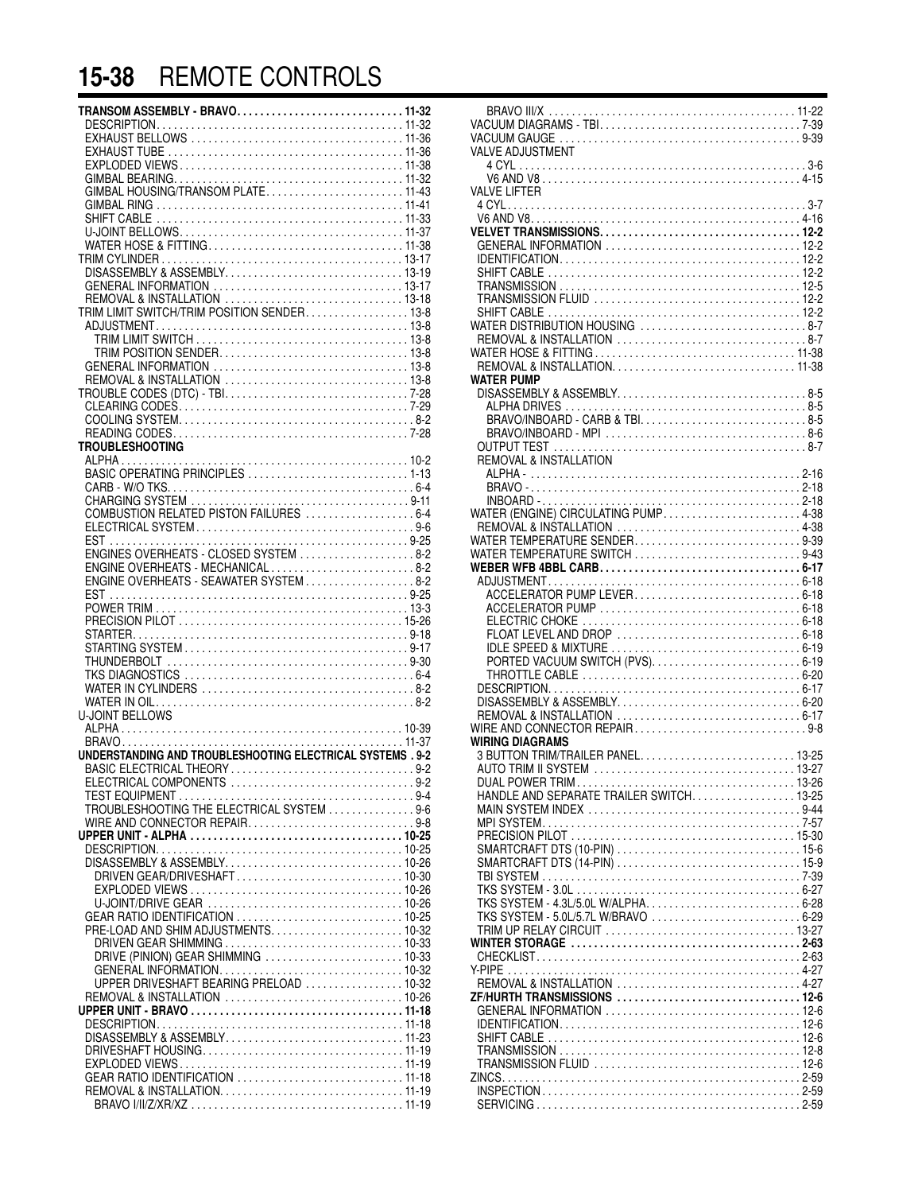TRANSOM ASSEMBLY - BRAVO . . . 11-32
DESCRIPTION . . . 11-32
EXHAUST BELLOWS . . . 11-36
EXHAUST TUBE . . . 11-36
EXPLODED VIEWS . . . 11-38
GIMBAL BEARING . . . 11-32
GIMBAL HOUSING/TRANSOM PLATE . . . 11-43
GIMBAL RING . . . 11-41
SHIFT CABLE . . . 11-33
U-JOINT BELLOWS . . . 11-37
WATER HOSE & FITTING . . . 11-38
TRIM CYLINDER . . . 13-17
DISASSEMBLY & ASSEMBLY . . . 13-19
GENERAL INFORMATION . . . 13-17
REMOVAL & INSTALLATION . . . 13-18
TRIM LIMIT SWITCH/TRIM POSITION SENDER . . . 13-8
ADJUSTMENT . . . 13-8
TRIM LIMIT SWITCH . . . 13-8
TRIM POSITION SENDER . . . 13-8
GENERAL INFORMATION . . . 13-8
REMOVAL & INSTALLATION . . . 13-8
TROUBLE CODES (DTC) - TBI . . . 7-28
CLEARING CODES . . . 7-29
COOLING SYSTEM . . . 8-2
READING CODES . . . 7-28
**TROUBLESHOOTING**
ALPHA . . . 10-2
BASIC OPERATING PRINCIPLES . . . 1-13
CARB - W/O TKS . . . 6-4
CHARGING SYSTEM . . . 9-11
COMBUSTION RELATED PISTON FAILURES . . . 6-4
ELECTRICAL SYSTEM . . . 9-6
EST . . . 9-25
ENGINES OVERHEATS - CLOSED SYSTEM . . . 8-2
ENGINE OVERHEATS - MECHANICAL . . . 8-2
ENGINE OVERHEATS - SEAWATER SYSTEM . . . 8-2
EST . . . 9-25
POWER TRIM . . . 13-3
PRECISION PILOT . . . 15-26
STARTER . . . 9-18
STARTING SYSTEM . . . 9-17
THUNDERBOLT . . . 9-30
TKS DIAGNOSTICS . . . 6-4
WATER IN CYLINDERS . . . 8-2
WATER IN OIL . . . 8-2
U-JOINT BELLOWS
ALPHA . . . 10-39
BRAVO . . . 11-37
**UNDERSTANDING AND TROUBLESHOOTING ELECTRICAL SYSTEMS . 9-2**
BASIC ELECTRICAL THEORY . . . 9-2
ELECTRICAL COMPONENTS . . . 9-2
TEST EQUIPMENT . . . 9-4
TROUBLESHOOTING THE ELECTRICAL SYSTEM . . . 9-6
WIRE AND CONNECTOR REPAIR . . . 9-8
**UPPER UNIT - ALPHA . . . 10-25**
DESCRIPTION . . . 10-25
DISASSEMBLY & ASSEMBLY . . . 10-26
DRIVEN GEAR/DRIVESHAFT . . . 10-30
EXPLODED VIEWS . . . 10-26
U-JOINT/DRIVE GEAR . . . 10-26
GEAR RATIO IDENTIFICATION . . . 10-25
PRE-LOAD AND SHIM ADJUSTMENTS . . . 10-32
DRIVEN GEAR SHIMMING . . . 10-33
DRIVE (PINION) GEAR SHIMMING . . . 10-33
GENERAL INFORMATION . . . 10-32
UPPER DRIVESHAFT BEARING PRELOAD . . . 10-32
REMOVAL & INSTALLATION . . . 10-26
**UPPER UNIT - BRAVO . . . 11-18**
DESCRIPTION . . . 11-18
DISASSEMBLY & ASSEMBLY . . . 11-23
DRIVESHAFT HOUSING . . . 11-19
EXPLODED VIEWS . . . 11-19
GEAR RATIO IDENTIFICATION . . . 11-18
REMOVAL & INSTALLATION . . . 11-19
BRAVO I/II/Z/XR/XZ . . . 11-19
BRAVO III/X . . . 11-22
VACUUM DIAGRAMS - TBI . . . 7-39
VACUUM GAUGE . . . 9-39
VALVE ADJUSTMENT
4 CYL . . . 3-6
V6 AND V8 . . . 4-15
VALVE LIFTER
4 CYL . . . 3-7
V6 AND V8 . . . 4-16
**VELVET TRANSMISSIONS . . . 12-2**
GENERAL INFORMATION . . . 12-2
IDENTIFICATION . . . 12-2
SHIFT CABLE . . . 12-2
TRANSMISSION . . . 12-5
TRANSMISSION FLUID . . . 12-2
SHIFT CABLE . . . 12-2
WATER DISTRIBUTION HOUSING . . . 8-7
REMOVAL & INSTALLATION . . . 8-7
WATER HOSE & FITTING . . . 11-38
REMOVAL & INSTALLATION . . . 11-38
**WATER PUMP**
DISASSEMBLY & ASSEMBLY . . . 8-5
ALPHA DRIVES . . . 8-5
BRAVO/INBOARD - CARB & TBI . . . 8-5
BRAVO/INBOARD - MPI . . . 8-6
OUTPUT TEST . . . 8-7
REMOVAL & INSTALLATION
ALPHA - . . . 2-16
BRAVO - . . . 2-18
INBOARD - . . . 2-18
WATER (ENGINE) CIRCULATING PUMP . . . 4-38
REMOVAL & INSTALLATION . . . 4-38
WATER TEMPERATURE SENDER . . . 9-39
WATER TEMPERATURE SWITCH . . . 9-43
**WEBER WFB 4BBL CARB . . . 6-17**
ADJUSTMENT . . . 6-18
ACCELERATOR PUMP LEVER . . . 6-18
ACCELERATOR PUMP . . . 6-18
ELECTRIC CHOKE . . . 6-18
FLOAT LEVEL AND DROP . . . 6-18
IDLE SPEED & MIXTURE . . . 6-19
PORTED VACUUM SWITCH (PVS) . . . 6-19
THROTTLE CABLE . . . 6-20
DESCRIPTION . . . 6-17
DISASSEMBLY & ASSEMBLY . . . 6-20
REMOVAL & INSTALLATION . . . 6-17
WIRE AND CONNECTOR REPAIR . . . 9-8
**WIRING DIAGRAMS**
3 BUTTON TRIM/TRAILER PANEL . . . 13-25
AUTO TRIM II SYSTEM . . . 13-27
DUAL POWER TRIM . . . 13-26
HANDLE AND SEPARATE TRAILER SWITCH . . . 13-25
MAIN SYSTEM INDEX . . . 9-44
MPI SYSTEM . . . 7-57
PRECISION PILOT . . . 15-30
SMARTCRAFT DTS (10-PIN) . . . 15-6
SMARTCRAFT DTS (14-PIN) . . . 15-9
TBI SYSTEM . . . 7-39
TKS SYSTEM - 3.0L . . . 6-27
TKS SYSTEM - 4.3L/5.0L W/ALPHA . . . 6-28
TKS SYSTEM - 5.0L/5.7L W/BRAVO . . . 6-29
TRIM UP RELAY CIRCUIT . . . 13-27
**WINTER STORAGE . . . 2-63**
CHECKLIST . . . 2-63
Y-PIPE . . . 4-27
REMOVAL & INSTALLATION . . . 4-27
**ZF/HURTH TRANSMISSIONS . . . 12-6**
GENERAL INFORMATION . . . 12-6
IDENTIFICATION . . . 12-6
SHIFT CABLE . . . 12-6
TRANSMISSION . . . 12-8
TRANSMISSION FLUID . . . 12-6
ZINCS . . . 2-59
INSPECTION . . . 2-59
SERVICING . . . 2-59